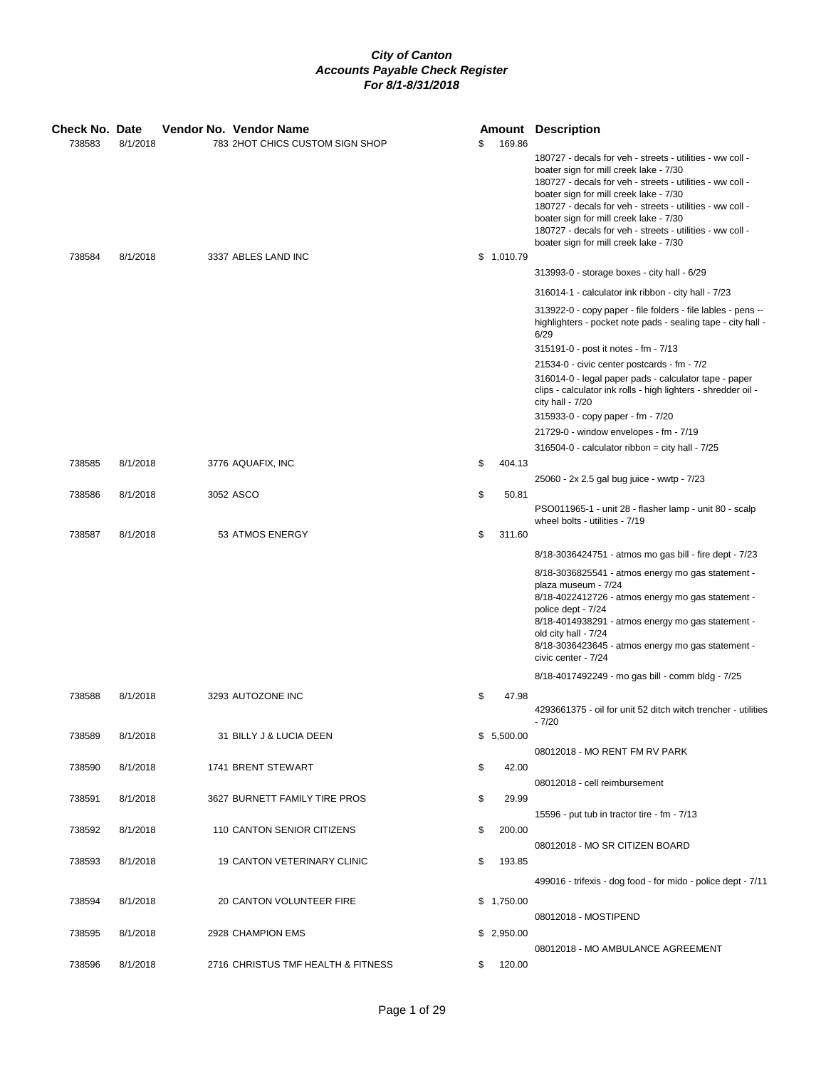***City of Canton***
***Accounts Payable Check Register***
***For 8/1-8/31/2018***

| Check No. | Date | Vendor No. | Vendor Name | Amount | Description |
|---|---|---|---|---|---|
| 738583 | 8/1/2018 | 783 | 2HOT CHICS CUSTOM SIGN SHOP | $ 169.86 | |
| | | | | | 180727 - decals for veh - streets - utilities - ww coll - boater sign for mill creek lake - 7/30 |
| | | | | | 180727 - decals for veh - streets - utilities - ww coll - boater sign for mill creek lake - 7/30 |
| | | | | | 180727 - decals for veh - streets - utilities - ww coll - boater sign for mill creek lake - 7/30 |
| | | | | | 180727 - decals for veh - streets - utilities - ww coll - boater sign for mill creek lake - 7/30 |
| 738584 | 8/1/2018 | 3337 | ABLES LAND INC | $ 1,010.79 | |
| | | | | | 313993-0 - storage boxes - city hall - 6/29 |
| | | | | | 316014-1 - calculator ink ribbon - city hall - 7/23 |
| | | | | | 313922-0 - copy paper - file folders - file lables - pens -- highlighters - pocket note pads - sealing tape - city hall - 6/29 |
| | | | | | 315191-0 - post it notes - fm - 7/13 |
| | | | | | 21534-0 - civic center postcards - fm - 7/2 |
| | | | | | 316014-0 - legal paper pads - calculator tape - paper clips - calculator ink rolls - high lighters - shredder oil - city hall - 7/20 |
| | | | | | 315933-0 - copy paper - fm - 7/20 |
| | | | | | 21729-0 - window envelopes - fm - 7/19 |
| | | | | | 316504-0 - calculator ribbon = city hall - 7/25 |
| 738585 | 8/1/2018 | 3776 | AQUAFIX, INC | $ 404.13 | |
| | | | | | 25060 - 2x 2.5 gal bug juice - wwtp - 7/23 |
| 738586 | 8/1/2018 | 3052 | ASCO | $ 50.81 | |
| | | | | | PSO011965-1 - unit 28 - flasher lamp - unit 80 - scalp wheel bolts - utilities - 7/19 |
| 738587 | 8/1/2018 | 53 | ATMOS ENERGY | $ 311.60 | |
| | | | | | 8/18-3036424751 - atmos mo gas bill - fire dept - 7/23 |
| | | | | | 8/18-3036825541 - atmos energy mo gas statement - plaza museum - 7/24 |
| | | | | | 8/18-4022412726 - atmos energy mo gas statement - police dept - 7/24 |
| | | | | | 8/18-4014938291 - atmos energy mo gas statement - old city hall - 7/24 |
| | | | | | 8/18-3036423645 - atmos energy mo gas statement - civic center - 7/24 |
| | | | | | 8/18-4017492249 - mo gas bill - comm bldg - 7/25 |
| 738588 | 8/1/2018 | 3293 | AUTOZONE INC | $ 47.98 | |
| | | | | | 4293661375 - oil for unit 52 ditch witch trencher - utilities - 7/20 |
| 738589 | 8/1/2018 | 31 | BILLY J & LUCIA DEEN | $ 5,500.00 | |
| | | | | | 08012018 - MO RENT FM RV PARK |
| 738590 | 8/1/2018 | 1741 | BRENT STEWART | $ 42.00 | |
| | | | | | 08012018 - cell reimbursement |
| 738591 | 8/1/2018 | 3627 | BURNETT FAMILY TIRE PROS | $ 29.99 | |
| | | | | | 15596 - put tub in tractor tire - fm - 7/13 |
| 738592 | 8/1/2018 | 110 | CANTON SENIOR CITIZENS | $ 200.00 | |
| | | | | | 08012018 - MO SR CITIZEN BOARD |
| 738593 | 8/1/2018 | 19 | CANTON VETERINARY CLINIC | $ 193.85 | |
| | | | | | 499016 - trifexis - dog food - for mido - police dept - 7/11 |
| 738594 | 8/1/2018 | 20 | CANTON VOLUNTEER FIRE | $ 1,750.00 | |
| | | | | | 08012018 - MOSTIPEND |
| 738595 | 8/1/2018 | 2928 | CHAMPION EMS | $ 2,950.00 | |
| | | | | | 08012018 - MO AMBULANCE AGREEMENT |
| 738596 | 8/1/2018 | 2716 | CHRISTUS TMF HEALTH & FITNESS | $ 120.00 | |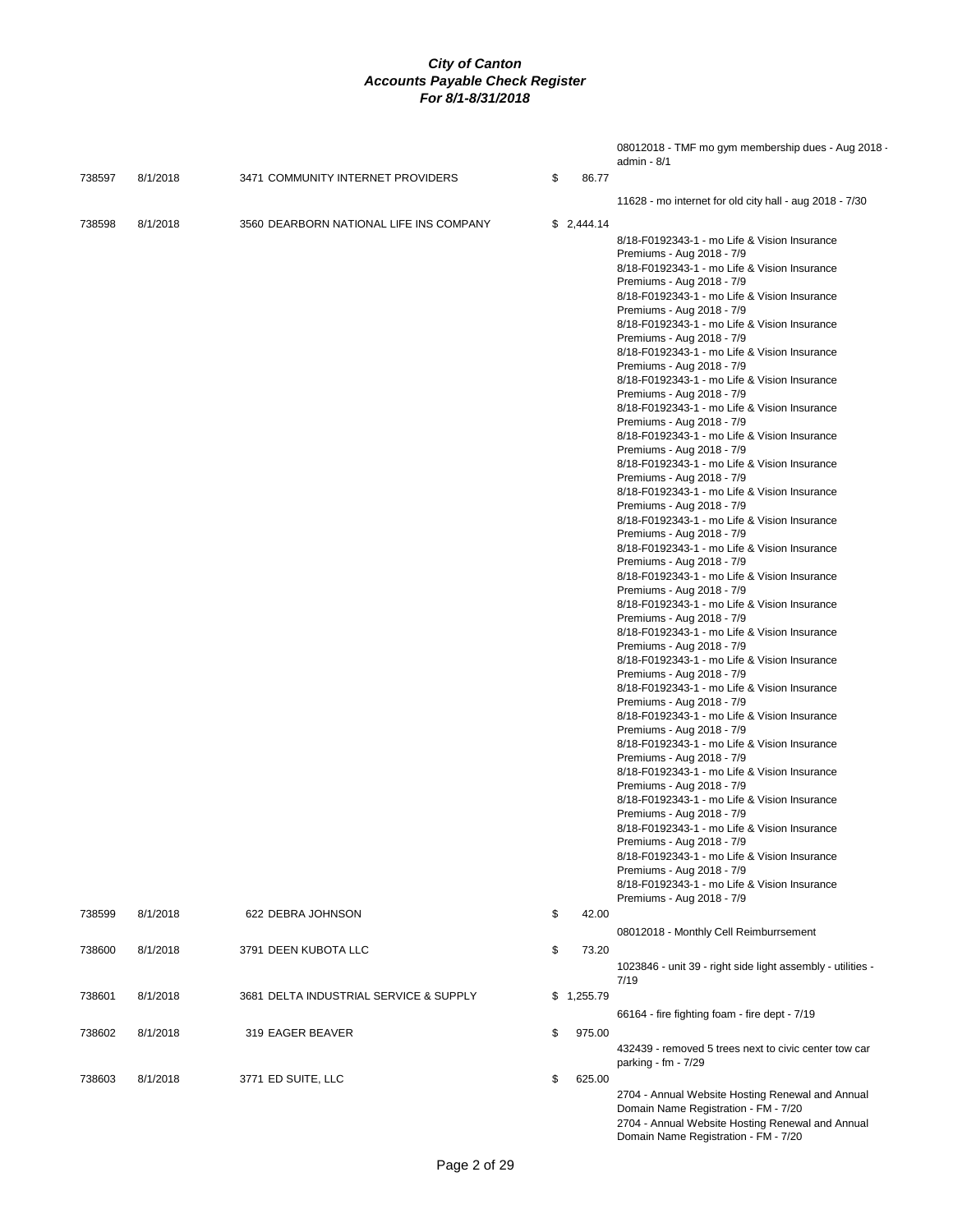# City of Canton
## Accounts Payable Check Register
### For 8/1-8/31/2018

| Check | Date | Vendor | Amount | Description |
|---|---|---|---|---|
| | | | | 08012018 - TMF mo gym membership dues - Aug 2018 - admin - 8/1 |
| 738597 | 8/1/2018 | 3471 COMMUNITY INTERNET PROVIDERS | $ 86.77 | |
| | | | | 11628 - mo internet for old city hall - aug 2018 - 7/30 |
| 738598 | 8/1/2018 | 3560 DEARBORN NATIONAL LIFE INS COMPANY | $ 2,444.14 | |
| | | | | 8/18-F0192343-1 - mo Life & Vision Insurance Premiums - Aug 2018 - 7/9 |
| | | | | 8/18-F0192343-1 - mo Life & Vision Insurance Premiums - Aug 2018 - 7/9 |
| | | | | 8/18-F0192343-1 - mo Life & Vision Insurance Premiums - Aug 2018 - 7/9 |
| | | | | 8/18-F0192343-1 - mo Life & Vision Insurance Premiums - Aug 2018 - 7/9 |
| | | | | 8/18-F0192343-1 - mo Life & Vision Insurance Premiums - Aug 2018 - 7/9 |
| | | | | 8/18-F0192343-1 - mo Life & Vision Insurance Premiums - Aug 2018 - 7/9 |
| | | | | 8/18-F0192343-1 - mo Life & Vision Insurance Premiums - Aug 2018 - 7/9 |
| | | | | 8/18-F0192343-1 - mo Life & Vision Insurance Premiums - Aug 2018 - 7/9 |
| | | | | 8/18-F0192343-1 - mo Life & Vision Insurance Premiums - Aug 2018 - 7/9 |
| | | | | 8/18-F0192343-1 - mo Life & Vision Insurance Premiums - Aug 2018 - 7/9 |
| | | | | 8/18-F0192343-1 - mo Life & Vision Insurance Premiums - Aug 2018 - 7/9 |
| | | | | 8/18-F0192343-1 - mo Life & Vision Insurance Premiums - Aug 2018 - 7/9 |
| | | | | 8/18-F0192343-1 - mo Life & Vision Insurance Premiums - Aug 2018 - 7/9 |
| | | | | 8/18-F0192343-1 - mo Life & Vision Insurance Premiums - Aug 2018 - 7/9 |
| | | | | 8/18-F0192343-1 - mo Life & Vision Insurance Premiums - Aug 2018 - 7/9 |
| | | | | 8/18-F0192343-1 - mo Life & Vision Insurance Premiums - Aug 2018 - 7/9 |
| | | | | 8/18-F0192343-1 - mo Life & Vision Insurance Premiums - Aug 2018 - 7/9 |
| | | | | 8/18-F0192343-1 - mo Life & Vision Insurance Premiums - Aug 2018 - 7/9 |
| | | | | 8/18-F0192343-1 - mo Life & Vision Insurance Premiums - Aug 2018 - 7/9 |
| | | | | 8/18-F0192343-1 - mo Life & Vision Insurance Premiums - Aug 2018 - 7/9 |
| | | | | 8/18-F0192343-1 - mo Life & Vision Insurance Premiums - Aug 2018 - 7/9 |
| | | | | 8/18-F0192343-1 - mo Life & Vision Insurance Premiums - Aug 2018 - 7/9 |
| | | | | 8/18-F0192343-1 - mo Life & Vision Insurance Premiums - Aug 2018 - 7/9 |
| | | | | 8/18-F0192343-1 - mo Life & Vision Insurance Premiums - Aug 2018 - 7/9 |
| 738599 | 8/1/2018 | 622 DEBRA JOHNSON | $ 42.00 | |
| | | | | 08012018 - Monthly Cell Reimburrsement |
| 738600 | 8/1/2018 | 3791 DEEN KUBOTA LLC | $ 73.20 | |
| | | | | 1023846 - unit 39 - right side light assembly - utilities - 7/19 |
| 738601 | 8/1/2018 | 3681 DELTA INDUSTRIAL SERVICE & SUPPLY | $ 1,255.79 | |
| | | | | 66164 - fire fighting foam - fire dept - 7/19 |
| 738602 | 8/1/2018 | 319 EAGER BEAVER | $ 975.00 | |
| | | | | 432439 - removed 5 trees next to civic center tow car parking - fm - 7/29 |
| 738603 | 8/1/2018 | 3771 ED SUITE, LLC | $ 625.00 | |
| | | | | 2704 - Annual Website Hosting Renewal and Annual Domain Name Registration - FM - 7/20 |
| | | | | 2704 - Annual Website Hosting Renewal and Annual Domain Name Registration - FM - 7/20 |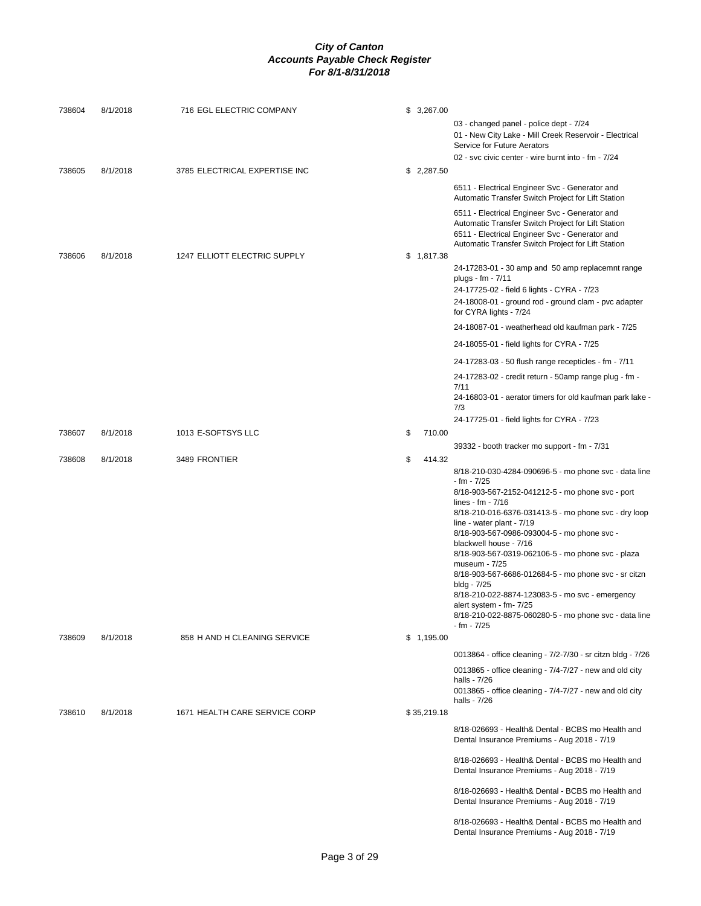# City of Canton
# Accounts Payable Check Register
# For 8/1-8/31/2018

| Check # | Date | Vendor | Amount | Description |
|---|---|---|---|---|
| 738604 | 8/1/2018 | 716 EGL ELECTRIC COMPANY | $ 3,267.00 | |
| | | | | 03 - changed panel - police dept - 7/24 |
| | | | | 01 - New City Lake - Mill Creek Reservoir - Electrical Service for Future Aerators |
| | | | | 02 - svc civic center - wire burnt into - fm - 7/24 |
| 738605 | 8/1/2018 | 3785 ELECTRICAL EXPERTISE INC | $ 2,287.50 | |
| | | | | 6511 - Electrical Engineer Svc - Generator and Automatic Transfer Switch Project for Lift Station |
| | | | | 6511 - Electrical Engineer Svc - Generator and Automatic Transfer Switch Project for Lift Station |
| | | | | 6511 - Electrical Engineer Svc - Generator and Automatic Transfer Switch Project for Lift Station |
| 738606 | 8/1/2018 | 1247 ELLIOTT ELECTRIC SUPPLY | $ 1,817.38 | |
| | | | | 24-17283-01 - 30 amp and 50 amp replacemnt range plugs - fm - 7/11 |
| | | | | 24-17725-02 - field 6 lights - CYRA - 7/23 |
| | | | | 24-18008-01 - ground rod - ground clam - pvc adapter for CYRA lights - 7/24 |
| | | | | 24-18087-01 - weatherhead old kaufman park - 7/25 |
| | | | | 24-18055-01 - field lights for CYRA - 7/25 |
| | | | | 24-17283-03 - 50 flush range recepticles - fm - 7/11 |
| | | | | 24-17283-02 - credit return - 50amp range plug - fm - 7/11 |
| | | | | 24-16803-01 - aerator timers for old kaufman park lake - 7/3 |
| | | | | 24-17725-01 - field lights for CYRA - 7/23 |
| 738607 | 8/1/2018 | 1013 E-SOFTSYS LLC | $ 710.00 | |
| | | | | 39332 - booth tracker mo support - fm - 7/31 |
| 738608 | 8/1/2018 | 3489 FRONTIER | $ 414.32 | |
| | | | | 8/18-210-030-4284-090696-5 - mo phone svc - data line - fm - 7/25 |
| | | | | 8/18-903-567-2152-041212-5 - mo phone svc - port lines - fm - 7/16 |
| | | | | 8/18-210-016-6376-031413-5 - mo phone svc - dry loop line - water plant - 7/19 |
| | | | | 8/18-903-567-0986-093004-5 - mo phone svc - blackwell house - 7/16 |
| | | | | 8/18-903-567-0319-062106-5 - mo phone svc - plaza museum - 7/25 |
| | | | | 8/18-903-567-6686-012684-5 - mo phone svc - sr citzn bldg - 7/25 |
| | | | | 8/18-210-022-8874-123083-5 - mo svc - emergency alert system - fm- 7/25 |
| | | | | 8/18-210-022-8875-060280-5 - mo phone svc - data line - fm - 7/25 |
| 738609 | 8/1/2018 | 858 H AND H CLEANING SERVICE | $ 1,195.00 | |
| | | | | 0013864 - office cleaning - 7/2-7/30 - sr citzn bldg - 7/26 |
| | | | | 0013865 - office cleaning - 7/4-7/27 - new and old city halls - 7/26 |
| | | | | 0013865 - office cleaning - 7/4-7/27 - new and old city halls - 7/26 |
| 738610 | 8/1/2018 | 1671 HEALTH CARE SERVICE CORP | $ 35,219.18 | |
| | | | | 8/18-026693 - Health& Dental - BCBS mo Health and Dental Insurance Premiums - Aug 2018 - 7/19 |
| | | | | 8/18-026693 - Health& Dental - BCBS mo Health and Dental Insurance Premiums - Aug 2018 - 7/19 |
| | | | | 8/18-026693 - Health& Dental - BCBS mo Health and Dental Insurance Premiums - Aug 2018 - 7/19 |
| | | | | 8/18-026693 - Health& Dental - BCBS mo Health and Dental Insurance Premiums - Aug 2018 - 7/19 |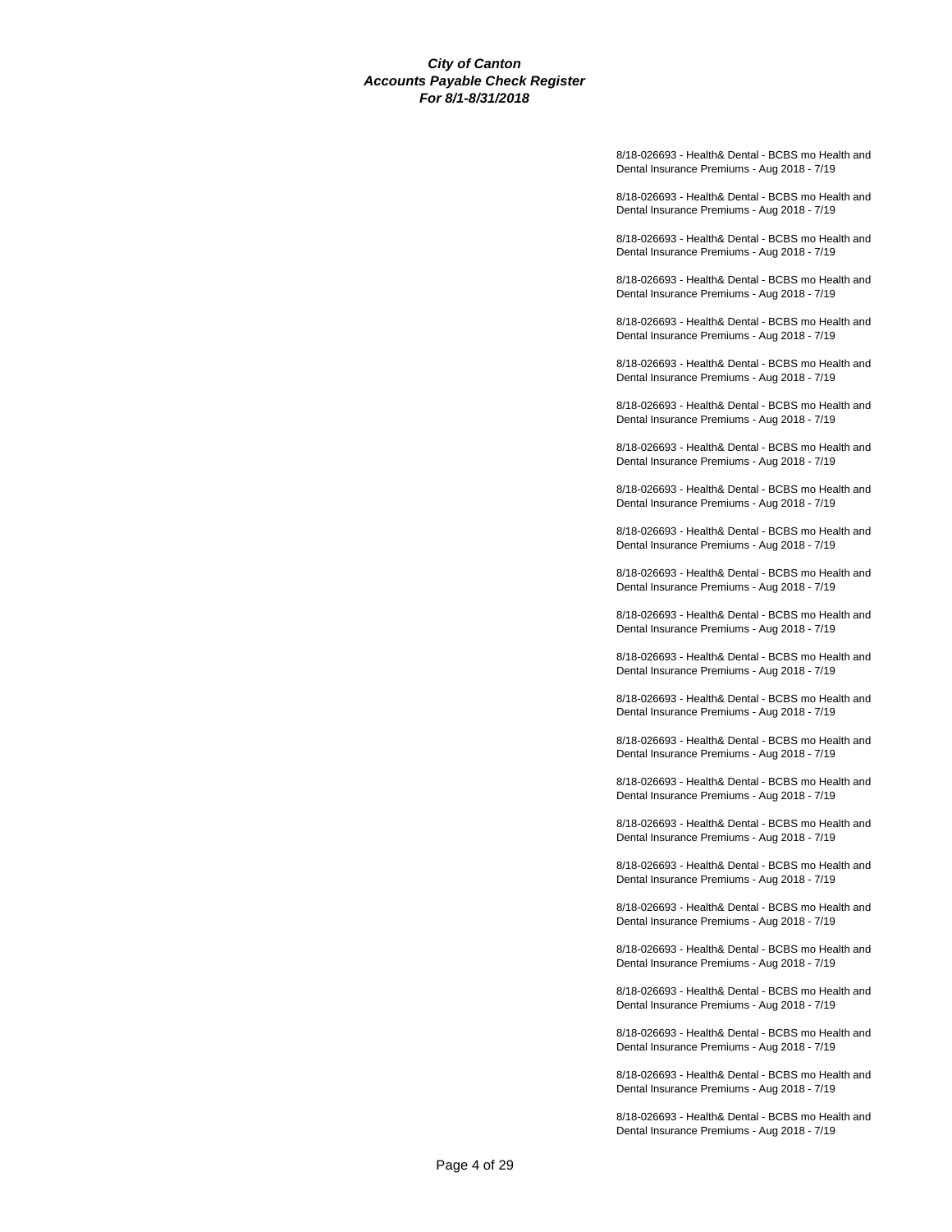8/18-026693 - Health& Dental - BCBS mo Health and Dental Insurance Premiums - Aug 2018 - 7/19

8/18-026693 - Health& Dental - BCBS mo Health and Dental Insurance Premiums - Aug 2018 - 7/19

8/18-026693 - Health& Dental - BCBS mo Health and Dental Insurance Premiums - Aug 2018 - 7/19

8/18-026693 - Health& Dental - BCBS mo Health and Dental Insurance Premiums - Aug 2018 - 7/19

8/18-026693 - Health& Dental - BCBS mo Health and Dental Insurance Premiums - Aug 2018 - 7/19

8/18-026693 - Health& Dental - BCBS mo Health and Dental Insurance Premiums - Aug 2018 - 7/19

8/18-026693 - Health& Dental - BCBS mo Health and Dental Insurance Premiums - Aug 2018 - 7/19

8/18-026693 - Health& Dental - BCBS mo Health and Dental Insurance Premiums - Aug 2018 - 7/19

8/18-026693 - Health& Dental - BCBS mo Health and Dental Insurance Premiums - Aug 2018 - 7/19

8/18-026693 - Health& Dental - BCBS mo Health and Dental Insurance Premiums - Aug 2018 - 7/19

8/18-026693 - Health& Dental - BCBS mo Health and Dental Insurance Premiums - Aug 2018 - 7/19

8/18-026693 - Health& Dental - BCBS mo Health and Dental Insurance Premiums - Aug 2018 - 7/19

8/18-026693 - Health& Dental - BCBS mo Health and Dental Insurance Premiums - Aug 2018 - 7/19

8/18-026693 - Health& Dental - BCBS mo Health and Dental Insurance Premiums - Aug 2018 - 7/19

8/18-026693 - Health& Dental - BCBS mo Health and Dental Insurance Premiums - Aug 2018 - 7/19

8/18-026693 - Health& Dental - BCBS mo Health and Dental Insurance Premiums - Aug 2018 - 7/19

8/18-026693 - Health& Dental - BCBS mo Health and Dental Insurance Premiums - Aug 2018 - 7/19

8/18-026693 - Health& Dental - BCBS mo Health and Dental Insurance Premiums - Aug 2018 - 7/19

8/18-026693 - Health& Dental - BCBS mo Health and Dental Insurance Premiums - Aug 2018 - 7/19

8/18-026693 - Health& Dental - BCBS mo Health and Dental Insurance Premiums - Aug 2018 - 7/19

8/18-026693 - Health& Dental - BCBS mo Health and Dental Insurance Premiums - Aug 2018 - 7/19

8/18-026693 - Health& Dental - BCBS mo Health and Dental Insurance Premiums - Aug 2018 - 7/19

8/18-026693 - Health& Dental - BCBS mo Health and Dental Insurance Premiums - Aug 2018 - 7/19

8/18-026693 - Health& Dental - BCBS mo Health and Dental Insurance Premiums - Aug 2018 - 7/19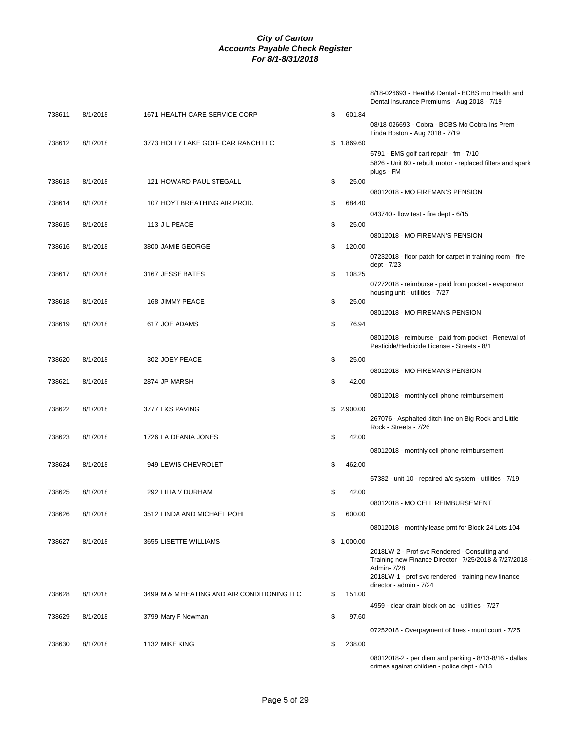# *City of Canton*
## *Accounts Payable Check Register*
### *For 8/1-8/31/2018*

| Check # | Date | Vendor | Amount | Description |
|---|---|---|---|---|
| | | | | 8/18-026693 - Health& Dental - BCBS mo Health and Dental Insurance Premiums - Aug 2018 - 7/19 |
| 738611 | 8/1/2018 | 1671 HEALTH CARE SERVICE CORP | $ 601.84 | 08/18-026693 - Cobra - BCBS Mo Cobra Ins Prem - Linda Boston - Aug 2018 - 7/19 |
| 738612 | 8/1/2018 | 3773 HOLLY LAKE GOLF CAR RANCH LLC | $ 1,869.60 | 5791 - EMS golf cart repair - fm - 7/10<br>5826 - Unit 60 - rebuilt motor - replaced filters and spark plugs - FM |
| 738613 | 8/1/2018 | 121 HOWARD PAUL STEGALL | $ 25.00 | 08012018 - MO FIREMAN'S PENSION |
| 738614 | 8/1/2018 | 107 HOYT BREATHING AIR PROD. | $ 684.40 | 043740 - flow test - fire dept - 6/15 |
| 738615 | 8/1/2018 | 113 J L PEACE | $ 25.00 | 08012018 - MO FIREMAN'S PENSION |
| 738616 | 8/1/2018 | 3800 JAMIE GEORGE | $ 120.00 | 07232018 - floor patch for carpet in training room - fire dept - 7/23 |
| 738617 | 8/1/2018 | 3167 JESSE BATES | $ 108.25 | 07272018 - reimburse - paid from pocket - evaporator housing unit - utilities - 7/27 |
| 738618 | 8/1/2018 | 168 JIMMY PEACE | $ 25.00 | 08012018 - MO FIREMANS PENSION |
| 738619 | 8/1/2018 | 617 JOE ADAMS | $ 76.94 | 08012018 - reimburse - paid from pocket - Renewal of Pesticide/Herbicide License - Streets - 8/1 |
| 738620 | 8/1/2018 | 302 JOEY PEACE | $ 25.00 | 08012018 - MO FIREMANS PENSION |
| 738621 | 8/1/2018 | 2874 JP MARSH | $ 42.00 | 08012018 - monthly cell phone reimbursement |
| 738622 | 8/1/2018 | 3777 L&S PAVING | $ 2,900.00 | 267076 - Asphalted ditch line on Big Rock and Little Rock - Streets - 7/26 |
| 738623 | 8/1/2018 | 1726 LA DEANIA JONES | $ 42.00 | 08012018 - monthly cell phone reimbursement |
| 738624 | 8/1/2018 | 949 LEWIS CHEVROLET | $ 462.00 | 57382 - unit 10 - repaired a/c system - utilities - 7/19 |
| 738625 | 8/1/2018 | 292 LILIA V DURHAM | $ 42.00 | 08012018 - MO CELL REIMBURSEMENT |
| 738626 | 8/1/2018 | 3512 LINDA AND MICHAEL POHL | $ 600.00 | 08012018 - monthly lease pmt for Block 24 Lots 104 |
| 738627 | 8/1/2018 | 3655 LISETTE WILLIAMS | $ 1,000.00 | 2018LW-2 - Prof svc Rendered - Consulting and Training new Finance Director - 7/25/2018 & 7/27/2018 - Admin- 7/28<br>2018LW-1 - prof svc rendered - training new finance director - admin - 7/24 |
| 738628 | 8/1/2018 | 3499 M & M HEATING AND AIR CONDITIONING LLC | $ 151.00 | 4959 - clear drain block on ac - utilities - 7/27 |
| 738629 | 8/1/2018 | 3799 Mary F Newman | $ 97.60 | 07252018 - Overpayment of fines - muni court - 7/25 |
| 738630 | 8/1/2018 | 1132 MIKE KING | $ 238.00 | 08012018-2 - per diem and parking - 8/13-8/16 - dallas crimes against children - police dept - 8/13 |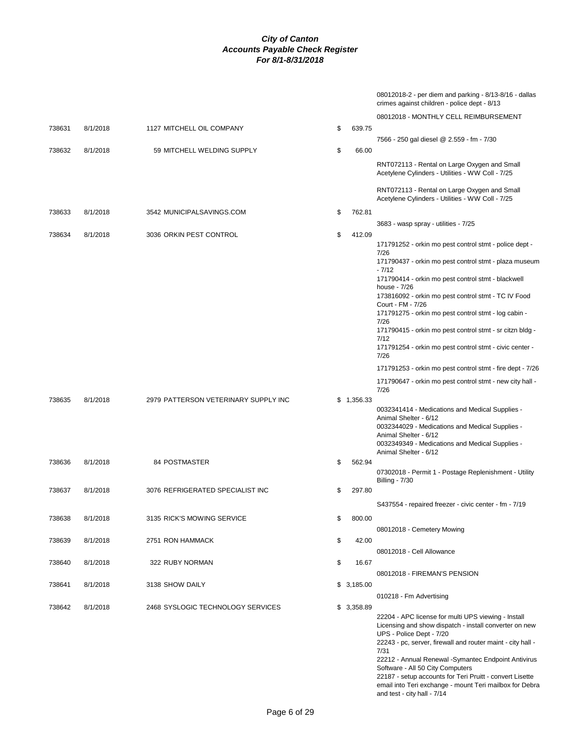# City of Canton
## Accounts Payable Check Register
### For 8/1-8/31/2018

| Check # | Date | Vendor | Amount | Description |
|---|---|---|---|---|
| | | | | 08012018-2 - per diem and parking - 8/13-8/16 - dallas crimes against children - police dept - 8/13 |
| | | | | 08012018 - MONTHLY CELL REIMBURSEMENT |
| 738631 | 8/1/2018 | 1127 MITCHELL OIL COMPANY | $ 639.75 | |
| | | | | 7566 - 250 gal diesel @ 2.559 - fm - 7/30 |
| 738632 | 8/1/2018 | 59 MITCHELL WELDING SUPPLY | $ 66.00 | |
| | | | | RNT072113 - Rental on Large Oxygen and Small Acetylene Cylinders - Utilities - WW Coll - 7/25 |
| | | | | RNT072113 - Rental on Large Oxygen and Small Acetylene Cylinders - Utilities - WW Coll - 7/25 |
| 738633 | 8/1/2018 | 3542 MUNICIPALSAVINGS.COM | $ 762.81 | |
| | | | | 3683 - wasp spray - utilities - 7/25 |
| 738634 | 8/1/2018 | 3036 ORKIN PEST CONTROL | $ 412.09 | |
| | | | | 171791252 - orkin mo pest control stmt - police dept - 7/26 |
| | | | | 171790437 - orkin mo pest control stmt - plaza museum - 7/12 |
| | | | | 171790414 - orkin mo pest control stmt - blackwell house - 7/26 |
| | | | | 173816092 - orkin mo pest control stmt - TC IV Food Court - FM - 7/26 |
| | | | | 171791275 - orkin mo pest control stmt - log cabin - 7/26 |
| | | | | 171790415 - orkin mo pest control stmt - sr citzn bldg - 7/12 |
| | | | | 171791254 - orkin mo pest control stmt - civic center - 7/26 |
| | | | | 171791253 - orkin mo pest control stmt - fire dept - 7/26 |
| | | | | 171790647 - orkin mo pest control stmt - new city hall - 7/26 |
| 738635 | 8/1/2018 | 2979 PATTERSON VETERINARY SUPPLY INC | $ 1,356.33 | |
| | | | | 0032341414 - Medications and Medical Supplies - Animal Shelter - 6/12 |
| | | | | 0032344029 - Medications and Medical Supplies - Animal Shelter - 6/12 |
| | | | | 0032349349 - Medications and Medical Supplies - Animal Shelter - 6/12 |
| 738636 | 8/1/2018 | 84 POSTMASTER | $ 562.94 | |
| | | | | 07302018 - Permit 1 - Postage Replenishment - Utility Billing - 7/30 |
| 738637 | 8/1/2018 | 3076 REFRIGERATED SPECIALIST INC | $ 297.80 | |
| | | | | S437554 - repaired freezer - civic center - fm - 7/19 |
| 738638 | 8/1/2018 | 3135 RICK'S MOWING SERVICE | $ 800.00 | |
| | | | | 08012018 - Cemetery Mowing |
| 738639 | 8/1/2018 | 2751 RON HAMMACK | $ 42.00 | |
| | | | | 08012018 - Cell Allowance |
| 738640 | 8/1/2018 | 322 RUBY NORMAN | $ 16.67 | |
| | | | | 08012018 - FIREMAN'S PENSION |
| 738641 | 8/1/2018 | 3138 SHOW DAILY | $ 3,185.00 | |
| | | | | 010218 - Fm Advertising |
| 738642 | 8/1/2018 | 2468 SYSLOGIC TECHNOLOGY SERVICES | $ 3,358.89 | |
| | | | | 22204 - APC license for multi UPS viewing - Install Licensing and show dispatch - install converter on new UPS - Police Dept - 7/20 |
| | | | | 22243 - pc, server, firewall and router maint - city hall - 7/31 |
| | | | | 22212 - Annual Renewal -Symantec Endpoint Antivirus Software - All 50 City Computers |
| | | | | 22187 - setup accounts for Teri Pruitt - convert Lisette email into Teri exchange - mount Teri mailbox for Debra and test - city hall - 7/14 |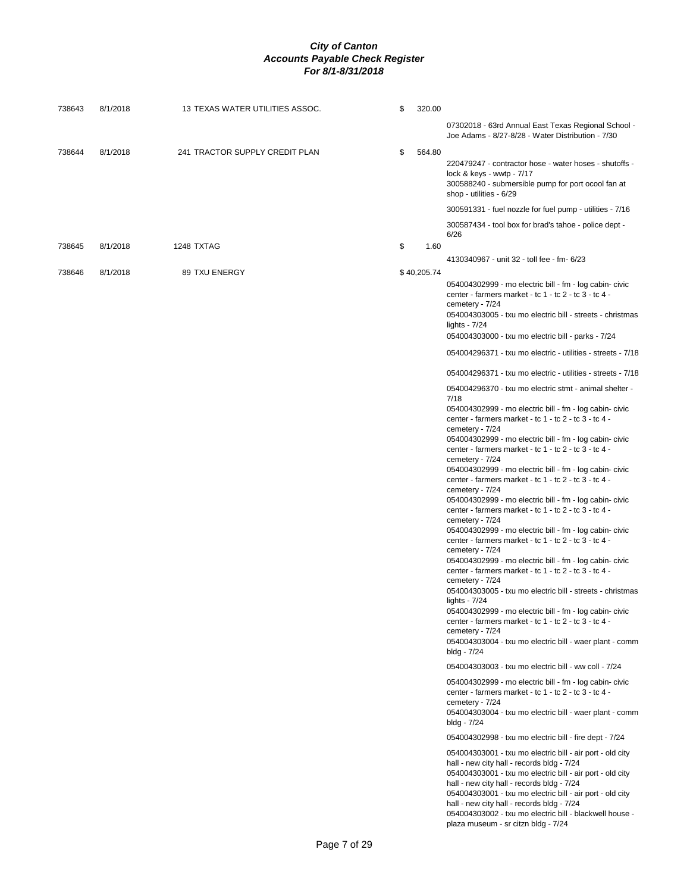# City of Canton
## Accounts Payable Check Register
### For 8/1-8/31/2018

| Check # | Date | Vendor | Amount | Description |
|---|---|---|---|---|
| 738643 | 8/1/2018 | 13 TEXAS WATER UTILITIES ASSOC. | $ 320.00 | |
| | | | | 07302018 - 63rd Annual East Texas Regional School - Joe Adams - 8/27-8/28 - Water Distribution - 7/30 |
| 738644 | 8/1/2018 | 241 TRACTOR SUPPLY CREDIT PLAN | $ 564.80 | |
| | | | | 220479247 - contractor hose - water hoses - shutoffs - lock & keys - wwtp - 7/17 |
| | | | | 300588240 - submersible pump for port ocool fan at shop - utilities - 6/29 |
| | | | | 300591331 - fuel nozzle for fuel pump - utilities - 7/16 |
| | | | | 300587434 - tool box for brad's tahoe - police dept - 6/26 |
| 738645 | 8/1/2018 | 1248 TXTAG | $ 1.60 | |
| | | | | 4130340967 - unit 32 - toll fee - fm- 6/23 |
| 738646 | 8/1/2018 | 89 TXU ENERGY | $ 40,205.74 | |
| | | | | 054004302999 - mo electric bill - fm - log cabin- civic center - farmers market - tc 1 - tc 2 - tc 3 - tc 4 - cemetery - 7/24 |
| | | | | 054004303005 - txu mo electric bill - streets - christmas lights - 7/24 |
| | | | | 054004303000 - txu mo electric bill - parks - 7/24 |
| | | | | 054004296371 - txu mo electric - utilities - streets - 7/18 |
| | | | | 054004296371 - txu mo electric - utilities - streets - 7/18 |
| | | | | 054004296370 - txu mo electric stmt - animal shelter - 7/18 |
| | | | | 054004302999 - mo electric bill - fm - log cabin- civic center - farmers market - tc 1 - tc 2 - tc 3 - tc 4 - cemetery - 7/24 |
| | | | | 054004302999 - mo electric bill - fm - log cabin- civic center - farmers market - tc 1 - tc 2 - tc 3 - tc 4 - cemetery - 7/24 |
| | | | | 054004302999 - mo electric bill - fm - log cabin- civic center - farmers market - tc 1 - tc 2 - tc 3 - tc 4 - cemetery - 7/24 |
| | | | | 054004302999 - mo electric bill - fm - log cabin- civic center - farmers market - tc 1 - tc 2 - tc 3 - tc 4 - cemetery - 7/24 |
| | | | | 054004302999 - mo electric bill - fm - log cabin- civic center - farmers market - tc 1 - tc 2 - tc 3 - tc 4 - cemetery - 7/24 |
| | | | | 054004302999 - mo electric bill - fm - log cabin- civic center - farmers market - tc 1 - tc 2 - tc 3 - tc 4 - cemetery - 7/24 |
| | | | | 054004303005 - txu mo electric bill - streets - christmas lights - 7/24 |
| | | | | 054004302999 - mo electric bill - fm - log cabin- civic center - farmers market - tc 1 - tc 2 - tc 3 - tc 4 - cemetery - 7/24 |
| | | | | 054004303004 - txu mo electric bill - waer plant - comm bldg - 7/24 |
| | | | | 054004303003 - txu mo electric bill - ww coll - 7/24 |
| | | | | 054004302999 - mo electric bill - fm - log cabin- civic center - farmers market - tc 1 - tc 2 - tc 3 - tc 4 - cemetery - 7/24 |
| | | | | 054004303004 - txu mo electric bill - waer plant - comm bldg - 7/24 |
| | | | | 054004302998 - txu mo electric bill - fire dept - 7/24 |
| | | | | 054004303001 - txu mo electric bill - air port - old city hall - new city hall - records bldg - 7/24 |
| | | | | 054004303001 - txu mo electric bill - air port - old city hall - new city hall - records bldg - 7/24 |
| | | | | 054004303001 - txu mo electric bill - air port - old city hall - new city hall - records bldg - 7/24 |
| | | | | 054004303002 - txu mo electric bill - blackwell house - plaza museum - sr citzn bldg - 7/24 |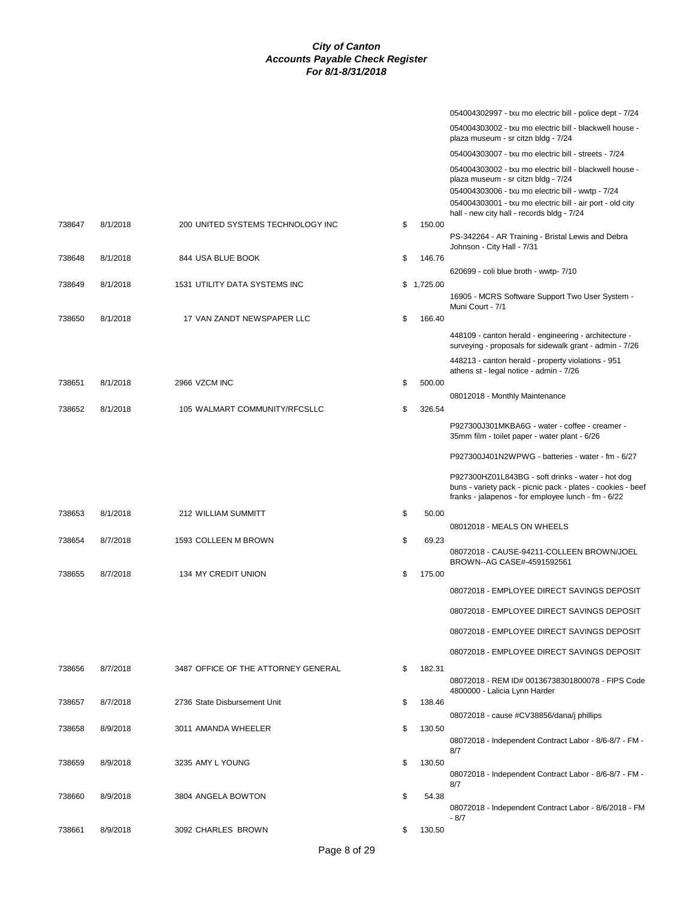# City of Canton
## Accounts Payable Check Register
### For 8/1-8/31/2018

| Check # | Date | Vendor | Amount | Description |
|---|---|---|---|---|
| | | | | 054004302997 - txu mo electric bill - police dept - 7/24 |
| | | | | 054004303002 - txu mo electric bill - blackwell house - plaza museum - sr citzn bldg - 7/24 |
| | | | | 054004303007 - txu mo electric bill - streets - 7/24 |
| | | | | 054004303002 - txu mo electric bill - blackwell house - plaza museum - sr citzn bldg - 7/24 |
| | | | | 054004303006 - txu mo electric bill - wwtp - 7/24 |
| | | | | 054004303001 - txu mo electric bill - air port - old city hall - new city hall - records bldg - 7/24 |
| 738647 | 8/1/2018 | 200 UNITED SYSTEMS TECHNOLOGY INC | $ 150.00 | |
| | | | | PS-342264 - AR Training - Bristal Lewis and Debra Johnson - City Hall - 7/31 |
| 738648 | 8/1/2018 | 844 USA BLUE BOOK | $ 146.76 | |
| | | | | 620699 - coli blue broth - wwtp- 7/10 |
| 738649 | 8/1/2018 | 1531 UTILITY DATA SYSTEMS INC | $ 1,725.00 | |
| | | | | 16905 - MCRS Software Support Two User System - Muni Court - 7/1 |
| 738650 | 8/1/2018 | 17 VAN ZANDT NEWSPAPER LLC | $ 166.40 | |
| | | | | 448109 - canton herald - engineering - architecture - surveying - proposals for sidewalk grant - admin - 7/26 |
| | | | | 448213 - canton herald - property violations - 951 athens st - legal notice - admin - 7/26 |
| 738651 | 8/1/2018 | 2966 VZCM INC | $ 500.00 | |
| | | | | 08012018 - Monthly Maintenance |
| 738652 | 8/1/2018 | 105 WALMART COMMUNITY/RFCSLLC | $ 326.54 | |
| | | | | P927300J301MKBA6G - water - coffee - creamer - 35mm film - toilet paper - water plant - 6/26 |
| | | | | P927300J401N2WPWG - batteries - water - fm - 6/27 |
| | | | | P927300HZ01L843BG - soft drinks - water - hot dog buns - variety pack - picnic pack - plates - cookies - beef franks - jalapenos - for employee lunch - fm - 6/22 |
| 738653 | 8/1/2018 | 212 WILLIAM SUMMITT | $ 50.00 | |
| | | | | 08012018 - MEALS ON WHEELS |
| 738654 | 8/7/2018 | 1593 COLLEEN M BROWN | $ 69.23 | |
| | | | | 08072018 - CAUSE-94211-COLLEEN BROWN/JOEL BROWN--AG CASE#-4591592561 |
| 738655 | 8/7/2018 | 134 MY CREDIT UNION | $ 175.00 | |
| | | | | 08072018 - EMPLOYEE DIRECT SAVINGS DEPOSIT |
| | | | | 08072018 - EMPLOYEE DIRECT SAVINGS DEPOSIT |
| | | | | 08072018 - EMPLOYEE DIRECT SAVINGS DEPOSIT |
| | | | | 08072018 - EMPLOYEE DIRECT SAVINGS DEPOSIT |
| 738656 | 8/7/2018 | 3487 OFFICE OF THE ATTORNEY GENERAL | $ 182.31 | |
| | | | | 08072018 - REM ID# 00136738301800078 - FIPS Code 4800000 - Lalicia Lynn Harder |
| 738657 | 8/7/2018 | 2736 State Disbursement Unit | $ 138.46 | |
| | | | | 08072018 - cause #CV38856/dana/j phillips |
| 738658 | 8/9/2018 | 3011 AMANDA WHEELER | $ 130.50 | |
| | | | | 08072018 - Independent Contract Labor - 8/6-8/7 - FM - 8/7 |
| 738659 | 8/9/2018 | 3235 AMY L YOUNG | $ 130.50 | |
| | | | | 08072018 - Independent Contract Labor - 8/6-8/7 - FM - 8/7 |
| 738660 | 8/9/2018 | 3804 ANGELA BOWTON | $ 54.38 | |
| | | | | 08072018 - Independent Contract Labor - 8/6/2018 - FM - 8/7 |
| 738661 | 8/9/2018 | 3092 CHARLES BROWN | $ 130.50 | |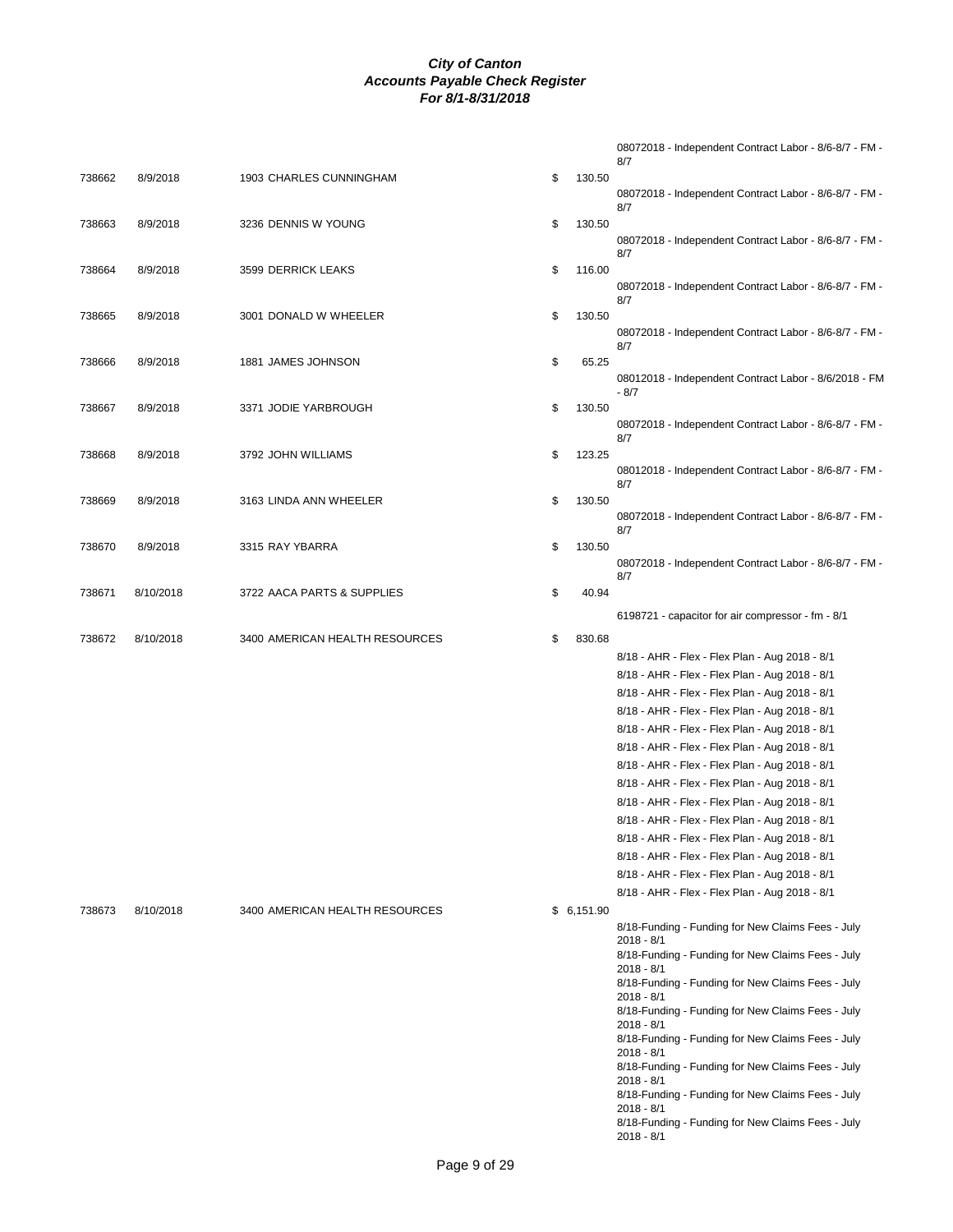# City of Canton
## Accounts Payable Check Register
### For 8/1-8/31/2018

| Check | Date | Vendor | Amount | Description |
|---|---|---|---|---|
| | | | | 08072018 - Independent Contract Labor - 8/6-8/7 - FM - 8/7 |
| 738662 | 8/9/2018 | 1903 CHARLES CUNNINGHAM | $ 130.50 | |
| | | | | 08072018 - Independent Contract Labor - 8/6-8/7 - FM - 8/7 |
| 738663 | 8/9/2018 | 3236 DENNIS W YOUNG | $ 130.50 | |
| | | | | 08072018 - Independent Contract Labor - 8/6-8/7 - FM - 8/7 |
| 738664 | 8/9/2018 | 3599 DERRICK LEAKS | $ 116.00 | |
| | | | | 08072018 - Independent Contract Labor - 8/6-8/7 - FM - 8/7 |
| 738665 | 8/9/2018 | 3001 DONALD W WHEELER | $ 130.50 | |
| | | | | 08072018 - Independent Contract Labor - 8/6-8/7 - FM - 8/7 |
| 738666 | 8/9/2018 | 1881 JAMES JOHNSON | $ 65.25 | |
| | | | | 08012018 - Independent Contract Labor - 8/6/2018 - FM - 8/7 |
| 738667 | 8/9/2018 | 3371 JODIE YARBROUGH | $ 130.50 | |
| | | | | 08072018 - Independent Contract Labor - 8/6-8/7 - FM - 8/7 |
| 738668 | 8/9/2018 | 3792 JOHN WILLIAMS | $ 123.25 | |
| | | | | 08012018 - Independent Contract Labor - 8/6-8/7 - FM - 8/7 |
| 738669 | 8/9/2018 | 3163 LINDA ANN WHEELER | $ 130.50 | |
| | | | | 08072018 - Independent Contract Labor - 8/6-8/7 - FM - 8/7 |
| 738670 | 8/9/2018 | 3315 RAY YBARRA | $ 130.50 | |
| | | | | 08072018 - Independent Contract Labor - 8/6-8/7 - FM - 8/7 |
| 738671 | 8/10/2018 | 3722 AACA PARTS & SUPPLIES | $ 40.94 | |
| | | | | 6198721 - capacitor for air compressor - fm - 8/1 |
| 738672 | 8/10/2018 | 3400 AMERICAN HEALTH RESOURCES | $ 830.68 | |
| | | | | 8/18 - AHR - Flex - Flex Plan - Aug 2018 - 8/1 |
| | | | | 8/18 - AHR - Flex - Flex Plan - Aug 2018 - 8/1 |
| | | | | 8/18 - AHR - Flex - Flex Plan - Aug 2018 - 8/1 |
| | | | | 8/18 - AHR - Flex - Flex Plan - Aug 2018 - 8/1 |
| | | | | 8/18 - AHR - Flex - Flex Plan - Aug 2018 - 8/1 |
| | | | | 8/18 - AHR - Flex - Flex Plan - Aug 2018 - 8/1 |
| | | | | 8/18 - AHR - Flex - Flex Plan - Aug 2018 - 8/1 |
| | | | | 8/18 - AHR - Flex - Flex Plan - Aug 2018 - 8/1 |
| | | | | 8/18 - AHR - Flex - Flex Plan - Aug 2018 - 8/1 |
| | | | | 8/18 - AHR - Flex - Flex Plan - Aug 2018 - 8/1 |
| | | | | 8/18 - AHR - Flex - Flex Plan - Aug 2018 - 8/1 |
| | | | | 8/18 - AHR - Flex - Flex Plan - Aug 2018 - 8/1 |
| | | | | 8/18 - AHR - Flex - Flex Plan - Aug 2018 - 8/1 |
| | | | | 8/18 - AHR - Flex - Flex Plan - Aug 2018 - 8/1 |
| 738673 | 8/10/2018 | 3400 AMERICAN HEALTH RESOURCES | $ 6,151.90 | |
| | | | | 8/18-Funding - Funding for New Claims Fees - July 2018 - 8/1 |
| | | | | 8/18-Funding - Funding for New Claims Fees - July 2018 - 8/1 |
| | | | | 8/18-Funding - Funding for New Claims Fees - July 2018 - 8/1 |
| | | | | 8/18-Funding - Funding for New Claims Fees - July 2018 - 8/1 |
| | | | | 8/18-Funding - Funding for New Claims Fees - July 2018 - 8/1 |
| | | | | 8/18-Funding - Funding for New Claims Fees - July 2018 - 8/1 |
| | | | | 8/18-Funding - Funding for New Claims Fees - July 2018 - 8/1 |
| | | | | 8/18-Funding - Funding for New Claims Fees - July 2018 - 8/1 |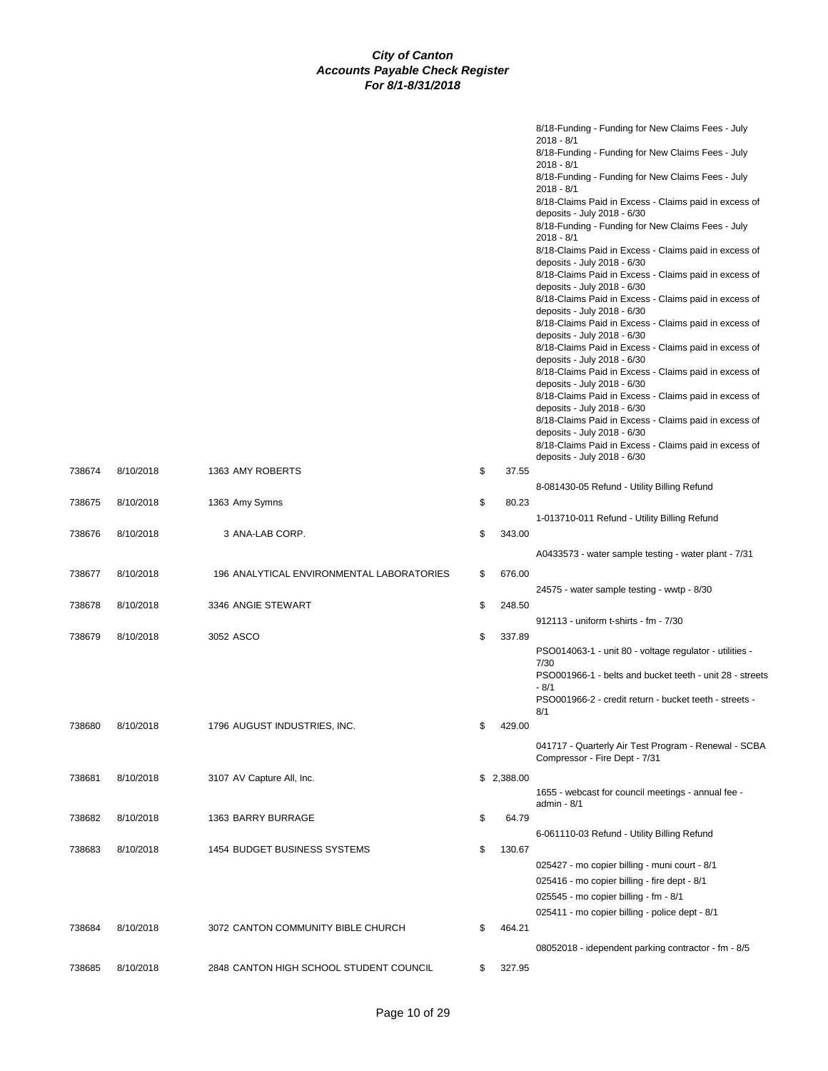***City of Canton***
***Accounts Payable Check Register***
***For 8/1-8/31/2018***

| Check # | Date | Vendor | Amount | Description |
|---|---|---|---|---|
| | | | | 8/18-Funding - Funding for New Claims Fees - July 2018 - 8/1 |
| | | | | 8/18-Funding - Funding for New Claims Fees - July 2018 - 8/1 |
| | | | | 8/18-Funding - Funding for New Claims Fees - July 2018 - 8/1 |
| | | | | 8/18-Claims Paid in Excess - Claims paid in excess of deposits - July 2018 - 6/30 |
| | | | | 8/18-Funding - Funding for New Claims Fees - July 2018 - 8/1 |
| | | | | 8/18-Claims Paid in Excess - Claims paid in excess of deposits - July 2018 - 6/30 |
| | | | | 8/18-Claims Paid in Excess - Claims paid in excess of deposits - July 2018 - 6/30 |
| | | | | 8/18-Claims Paid in Excess - Claims paid in excess of deposits - July 2018 - 6/30 |
| | | | | 8/18-Claims Paid in Excess - Claims paid in excess of deposits - July 2018 - 6/30 |
| | | | | 8/18-Claims Paid in Excess - Claims paid in excess of deposits - July 2018 - 6/30 |
| | | | | 8/18-Claims Paid in Excess - Claims paid in excess of deposits - July 2018 - 6/30 |
| | | | | 8/18-Claims Paid in Excess - Claims paid in excess of deposits - July 2018 - 6/30 |
| | | | | 8/18-Claims Paid in Excess - Claims paid in excess of deposits - July 2018 - 6/30 |
| | | | | 8/18-Claims Paid in Excess - Claims paid in excess of deposits - July 2018 - 6/30 |
| 738674 | 8/10/2018 | 1363 AMY ROBERTS | $ 37.55 | |
| | | | | 8-081430-05 Refund - Utility Billing Refund |
| 738675 | 8/10/2018 | 1363 Amy Symns | $ 80.23 | |
| | | | | 1-013710-011 Refund - Utility Billing Refund |
| 738676 | 8/10/2018 | 3 ANA-LAB CORP. | $ 343.00 | |
| | | | | A0433573 - water sample testing - water plant - 7/31 |
| 738677 | 8/10/2018 | 196 ANALYTICAL ENVIRONMENTAL LABORATORIES | $ 676.00 | |
| | | | | 24575 - water sample testing - wwtp - 8/30 |
| 738678 | 8/10/2018 | 3346 ANGIE STEWART | $ 248.50 | |
| | | | | 912113 - uniform t-shirts - fm - 7/30 |
| 738679 | 8/10/2018 | 3052 ASCO | $ 337.89 | |
| | | | | PSO014063-1 - unit 80 - voltage regulator - utilities - 7/30 |
| | | | | PSO001966-1 - belts and bucket teeth - unit 28 - streets - 8/1 |
| | | | | PSO001966-2 - credit return - bucket teeth - streets - 8/1 |
| 738680 | 8/10/2018 | 1796 AUGUST INDUSTRIES, INC. | $ 429.00 | |
| | | | | 041717 - Quarterly Air Test Program - Renewal - SCBA Compressor - Fire Dept - 7/31 |
| 738681 | 8/10/2018 | 3107 AV Capture All, Inc. | $ 2,388.00 | |
| | | | | 1655 - webcast for council meetings - annual fee - admin - 8/1 |
| 738682 | 8/10/2018 | 1363 BARRY BURRAGE | $ 64.79 | |
| | | | | 6-061110-03 Refund - Utility Billing Refund |
| 738683 | 8/10/2018 | 1454 BUDGET BUSINESS SYSTEMS | $ 130.67 | |
| | | | | 025427 - mo copier billing - muni court - 8/1 |
| | | | | 025416 - mo copier billing - fire dept - 8/1 |
| | | | | 025545 - mo copier billing - fm - 8/1 |
| | | | | 025411 - mo copier billing - police dept - 8/1 |
| 738684 | 8/10/2018 | 3072 CANTON COMMUNITY BIBLE CHURCH | $ 464.21 | |
| | | | | 08052018 - idependent parking contractor - fm - 8/5 |
| 738685 | 8/10/2018 | 2848 CANTON HIGH SCHOOL STUDENT COUNCIL | $ 327.95 | |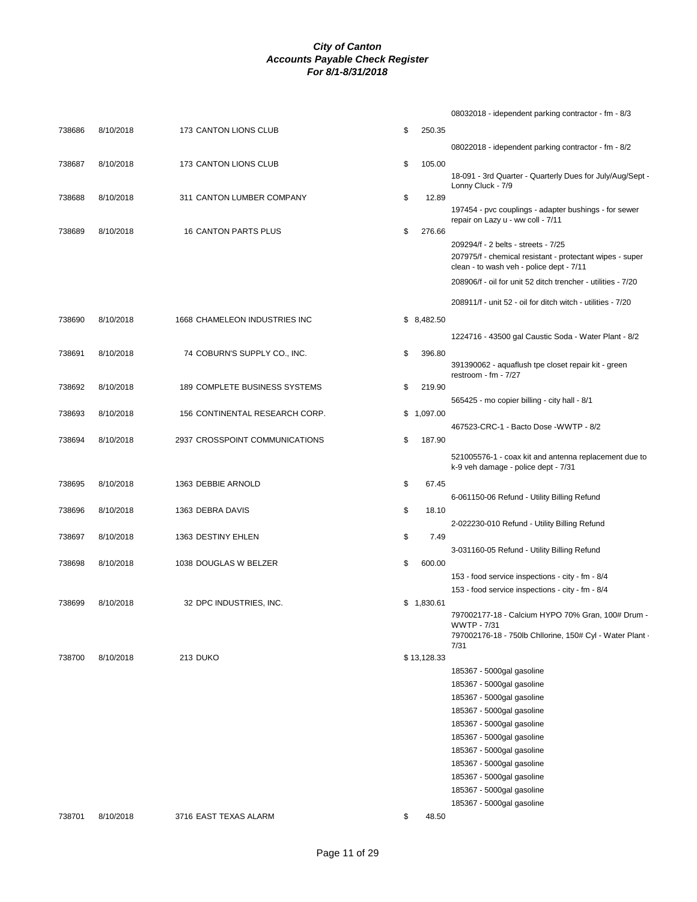# City of Canton
## Accounts Payable Check Register
### For 8/1-8/31/2018

| Check # | Date | Vendor | Amount | Description |
|---|---|---|---|---|
| | | | | 08032018 - idependent parking contractor - fm - 8/3 |
| 738686 | 8/10/2018 | 173 CANTON LIONS CLUB | $ 250.35 | |
| | | | | 08022018 - idependent parking contractor - fm - 8/2 |
| 738687 | 8/10/2018 | 173 CANTON LIONS CLUB | $ 105.00 | |
| | | | | 18-091 - 3rd Quarter - Quarterly Dues for July/Aug/Sept - Lonny Cluck - 7/9 |
| 738688 | 8/10/2018 | 311 CANTON LUMBER COMPANY | $ 12.89 | |
| | | | | 197454 - pvc couplings - adapter bushings - for sewer repair on Lazy u - ww coll - 7/11 |
| 738689 | 8/10/2018 | 16 CANTON PARTS PLUS | $ 276.66 | |
| | | | | 209294/f - 2 belts - streets - 7/25 |
| | | | | 207975/f - chemical resistant - protectant wipes - super clean - to wash veh - police dept - 7/11 |
| | | | | 208906/f - oil for unit 52 ditch trencher - utilities - 7/20 |
| | | | | 208911/f - unit 52 - oil for ditch witch - utilities - 7/20 |
| 738690 | 8/10/2018 | 1668 CHAMELEON INDUSTRIES INC | $ 8,482.50 | |
| | | | | 1224716 - 43500 gal Caustic Soda - Water Plant - 8/2 |
| 738691 | 8/10/2018 | 74 COBURN'S SUPPLY CO., INC. | $ 396.80 | |
| | | | | 391390062 - aquaflush tpe closet repair kit - green restroom - fm - 7/27 |
| 738692 | 8/10/2018 | 189 COMPLETE BUSINESS SYSTEMS | $ 219.90 | |
| | | | | 565425 - mo copier billing - city hall - 8/1 |
| 738693 | 8/10/2018 | 156 CONTINENTAL RESEARCH CORP. | $ 1,097.00 | |
| | | | | 467523-CRC-1 - Bacto Dose -WWTP - 8/2 |
| 738694 | 8/10/2018 | 2937 CROSSPOINT COMMUNICATIONS | $ 187.90 | |
| | | | | 521005576-1 - coax kit and antenna replacement due to k-9 veh damage - police dept - 7/31 |
| 738695 | 8/10/2018 | 1363 DEBBIE ARNOLD | $ 67.45 | |
| | | | | 6-061150-06 Refund - Utility Billing Refund |
| 738696 | 8/10/2018 | 1363 DEBRA DAVIS | $ 18.10 | |
| | | | | 2-022230-010 Refund - Utility Billing Refund |
| 738697 | 8/10/2018 | 1363 DESTINY EHLEN | $ 7.49 | |
| | | | | 3-031160-05 Refund - Utility Billing Refund |
| 738698 | 8/10/2018 | 1038 DOUGLAS W BELZER | $ 600.00 | |
| | | | | 153 - food service inspections - city - fm - 8/4 |
| | | | | 153 - food service inspections - city - fm - 8/4 |
| 738699 | 8/10/2018 | 32 DPC INDUSTRIES, INC. | $ 1,830.61 | |
| | | | | 797002177-18 - Calcium HYPO 70% Gran, 100# Drum - WWTP - 7/31 |
| | | | | 797002176-18 - 750lb Chllorine, 150# Cyl - Water Plant - 7/31 |
| 738700 | 8/10/2018 | 213 DUKO | $ 13,128.33 | |
| | | | | 185367 - 5000gal gasoline |
| | | | | 185367 - 5000gal gasoline |
| | | | | 185367 - 5000gal gasoline |
| | | | | 185367 - 5000gal gasoline |
| | | | | 185367 - 5000gal gasoline |
| | | | | 185367 - 5000gal gasoline |
| | | | | 185367 - 5000gal gasoline |
| | | | | 185367 - 5000gal gasoline |
| | | | | 185367 - 5000gal gasoline |
| | | | | 185367 - 5000gal gasoline |
| | | | | 185367 - 5000gal gasoline |
| 738701 | 8/10/2018 | 3716 EAST TEXAS ALARM | $ 48.50 | |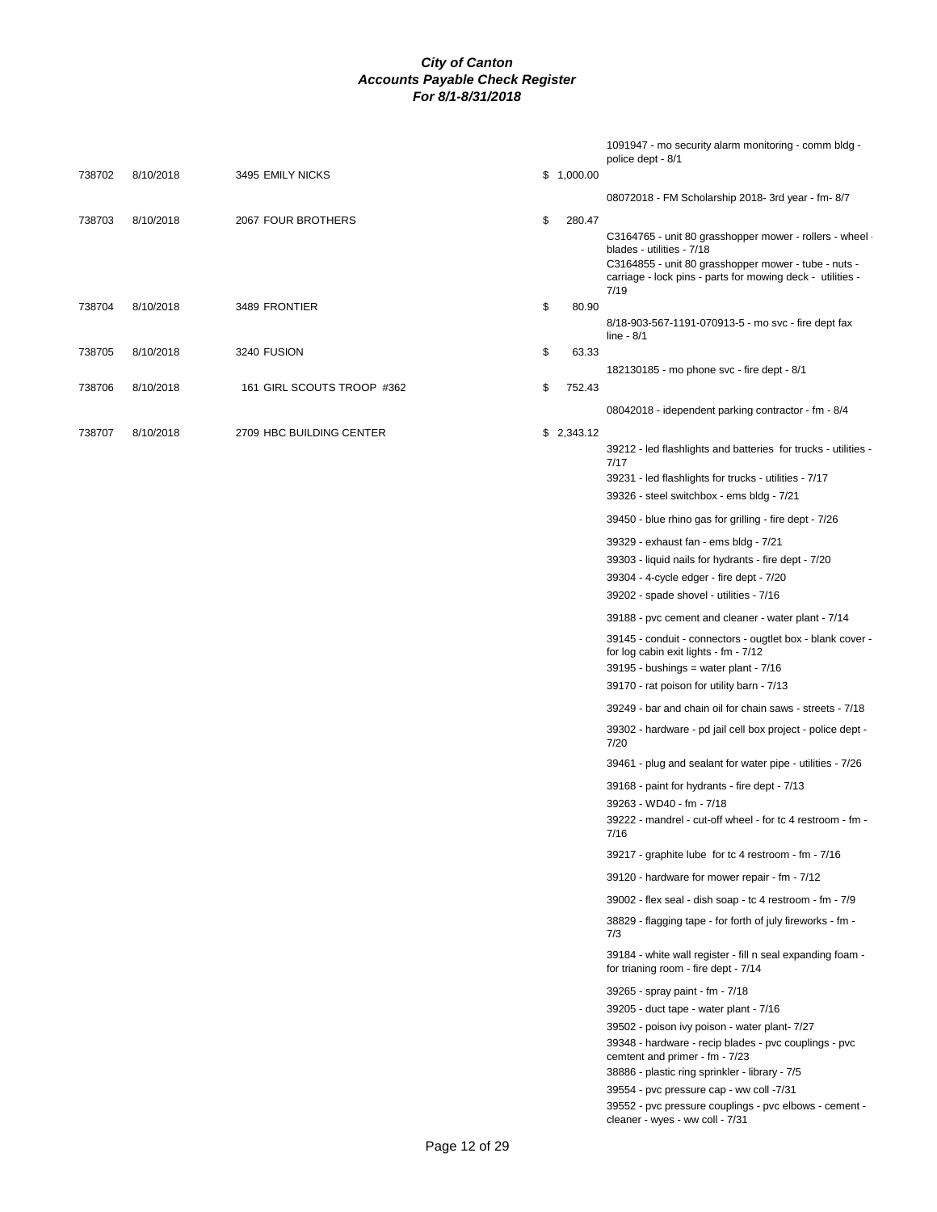### *City of Canton*
### *Accounts Payable Check Register*
### *For 8/1-8/31/2018*

| Check # | Date | Vendor | Amount | Description |
|---|---|---|---|---|
| | | | | 1091947 - mo security alarm monitoring - comm bldg - police dept - 8/1 |
| 738702 | 8/10/2018 | 3495 EMILY NICKS | $ 1,000.00 | |
| | | | | 08072018 - FM Scholarship 2018- 3rd year - fm- 8/7 |
| 738703 | 8/10/2018 | 2067 FOUR BROTHERS | $ 280.47 | |
| | | | | C3164765 - unit 80 grasshopper mower - rollers - wheel - blades - utilities - 7/18 |
| | | | | C3164855 - unit 80 grasshopper mower - tube - nuts - carriage - lock pins - parts for mowing deck - utilities - 7/19 |
| 738704 | 8/10/2018 | 3489 FRONTIER | $ 80.90 | |
| | | | | 8/18-903-567-1191-070913-5 - mo svc - fire dept fax line - 8/1 |
| 738705 | 8/10/2018 | 3240 FUSION | $ 63.33 | |
| | | | | 182130185 - mo phone svc - fire dept - 8/1 |
| 738706 | 8/10/2018 | 161 GIRL SCOUTS TROOP #362 | $ 752.43 | |
| | | | | 08042018 - idependent parking contractor - fm - 8/4 |
| 738707 | 8/10/2018 | 2709 HBC BUILDING CENTER | $ 2,343.12 | |
| | | | | 39212 - led flashlights and batteries for trucks - utilities - 7/17 |
| | | | | 39231 - led flashlights for trucks - utilities - 7/17 |
| | | | | 39326 - steel switchbox - ems bldg - 7/21 |
| | | | | 39450 - blue rhino gas for grilling - fire dept - 7/26 |
| | | | | 39329 - exhaust fan - ems bldg - 7/21 |
| | | | | 39303 - liquid nails for hydrants - fire dept - 7/20 |
| | | | | 39304 - 4-cycle edger - fire dept - 7/20 |
| | | | | 39202 - spade shovel - utilities - 7/16 |
| | | | | 39188 - pvc cement and cleaner - water plant - 7/14 |
| | | | | 39145 - conduit - connectors - ougtlet box - blank cover - for log cabin exit lights - fm - 7/12 |
| | | | | 39195 - bushings = water plant - 7/16 |
| | | | | 39170 - rat poison for utility barn - 7/13 |
| | | | | 39249 - bar and chain oil for chain saws - streets - 7/18 |
| | | | | 39302 - hardware - pd jail cell box project - police dept - 7/20 |
| | | | | 39461 - plug and sealant for water pipe - utilities - 7/26 |
| | | | | 39168 - paint for hydrants - fire dept - 7/13 |
| | | | | 39263 - WD40 - fm - 7/18 |
| | | | | 39222 - mandrel - cut-off wheel - for tc 4 restroom - fm - 7/16 |
| | | | | 39217 - graphite lube for tc 4 restroom - fm - 7/16 |
| | | | | 39120 - hardware for mower repair - fm - 7/12 |
| | | | | 39002 - flex seal - dish soap - tc 4 restroom - fm - 7/9 |
| | | | | 38829 - flagging tape - for forth of july fireworks - fm - 7/3 |
| | | | | 39184 - white wall register - fill n seal expanding foam - for trianing room - fire dept - 7/14 |
| | | | | 39265 - spray paint - fm - 7/18 |
| | | | | 39205 - duct tape - water plant - 7/16 |
| | | | | 39502 - poison ivy poison - water plant- 7/27 |
| | | | | 39348 - hardware - recip blades - pvc couplings - pvc cemtent and primer - fm - 7/23 |
| | | | | 38886 - plastic ring sprinkler - library - 7/5 |
| | | | | 39554 - pvc pressure cap - ww coll -7/31 |
| | | | | 39552 - pvc pressure couplings - pvc elbows - cement - cleaner - wyes - ww coll - 7/31 |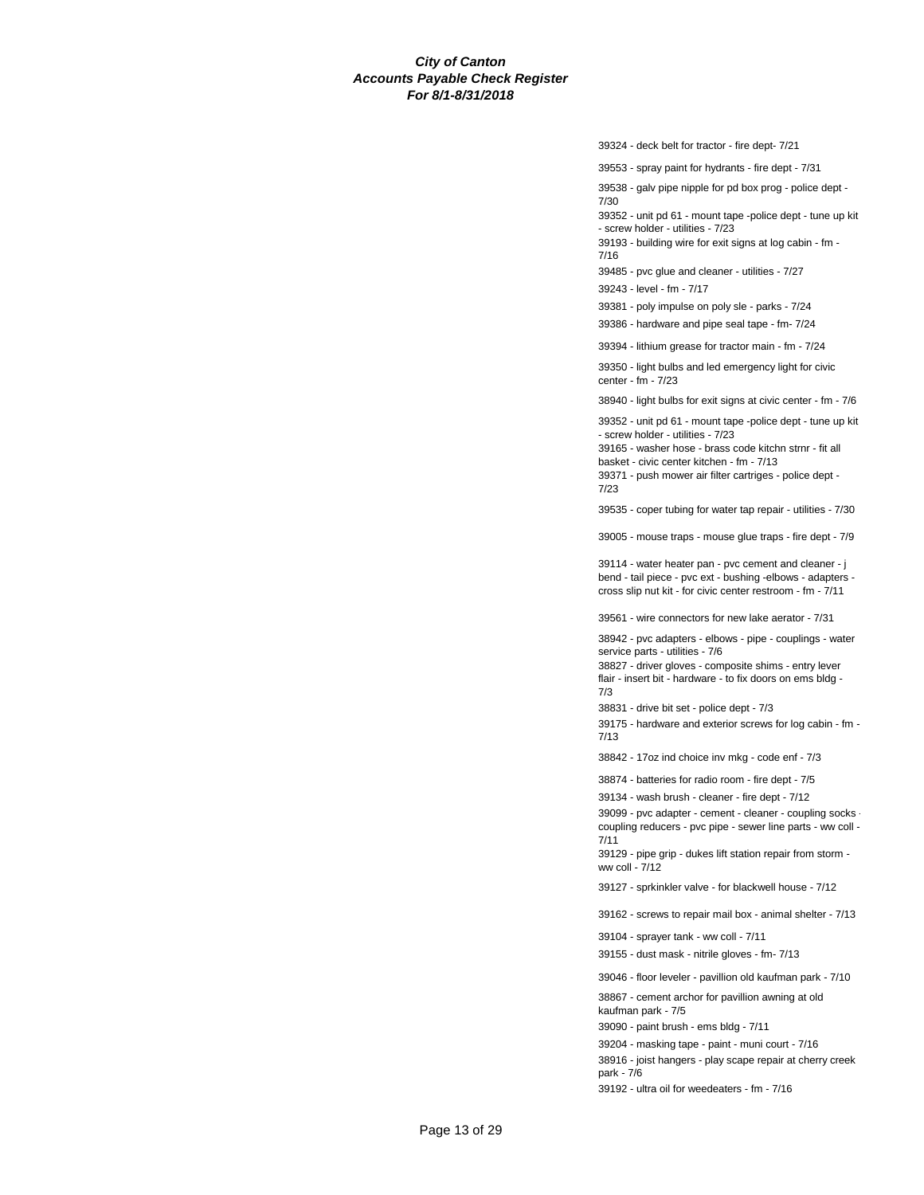**City of Canton**
**Accounts Payable Check Register**
**For 8/1-8/31/2018**

39324 - deck belt for tractor - fire dept- 7/21

39553 - spray paint for hydrants - fire dept - 7/31

39538 - galv pipe nipple for pd box prog - police dept - 7/30

39352 - unit pd 61 - mount tape -police dept - tune up kit - screw holder - utilities - 7/23

39193 - building wire for exit signs at log cabin - fm - 7/16

39485 - pvc glue and cleaner - utilities - 7/27

39243 - level - fm - 7/17

39381 - poly impulse on poly sle - parks - 7/24

39386 - hardware and pipe seal tape - fm- 7/24

39394 - lithium grease for tractor main - fm - 7/24

39350 - light bulbs and led emergency light for civic center - fm - 7/23

38940 - light bulbs for exit signs at civic center - fm - 7/6

39352 - unit pd 61 - mount tape -police dept - tune up kit - screw holder - utilities - 7/23

39165 - washer hose - brass code kitchn strnr - fit all basket - civic center kitchen - fm - 7/13

39371 - push mower air filter cartriges - police dept - 7/23

39535 - coper tubing for water tap repair - utilities - 7/30

39005 - mouse traps - mouse glue traps - fire dept - 7/9

39114 - water heater pan - pvc cement and cleaner - j bend - tail piece - pvc ext - bushing -elbows - adapters - cross slip nut kit - for civic center restroom - fm - 7/11

39561 - wire connectors for new lake aerator - 7/31

38942 - pvc adapters - elbows - pipe - couplings - water service parts - utilities - 7/6

38827 - driver gloves - composite shims - entry lever flair - insert bit - hardware - to fix doors on ems bldg - 7/3

38831 - drive bit set - police dept - 7/3

39175 - hardware and exterior screws for log cabin - fm - 7/13

38842 - 17oz ind choice inv mkg - code enf - 7/3

38874 - batteries for radio room - fire dept - 7/5

39134 - wash brush - cleaner - fire dept - 7/12

39099 - pvc adapter - cement - cleaner - coupling socks - coupling reducers - pvc pipe - sewer line parts - ww coll - 7/11

39129 - pipe grip - dukes lift station repair from storm - ww coll - 7/12

39127 - sprkinkler valve - for blackwell house - 7/12

39162 - screws to repair mail box - animal shelter - 7/13

39104 - sprayer tank - ww coll - 7/11

39155 - dust mask - nitrile gloves - fm- 7/13

39046 - floor leveler - pavillion old kaufman park - 7/10

38867 - cement archor for pavillion awning at old kaufman park - 7/5

39090 - paint brush - ems bldg - 7/11

39204 - masking tape - paint - muni court - 7/16

38916 - joist hangers - play scape repair at cherry creek park - 7/6

39192 - ultra oil for weedeaters - fm - 7/16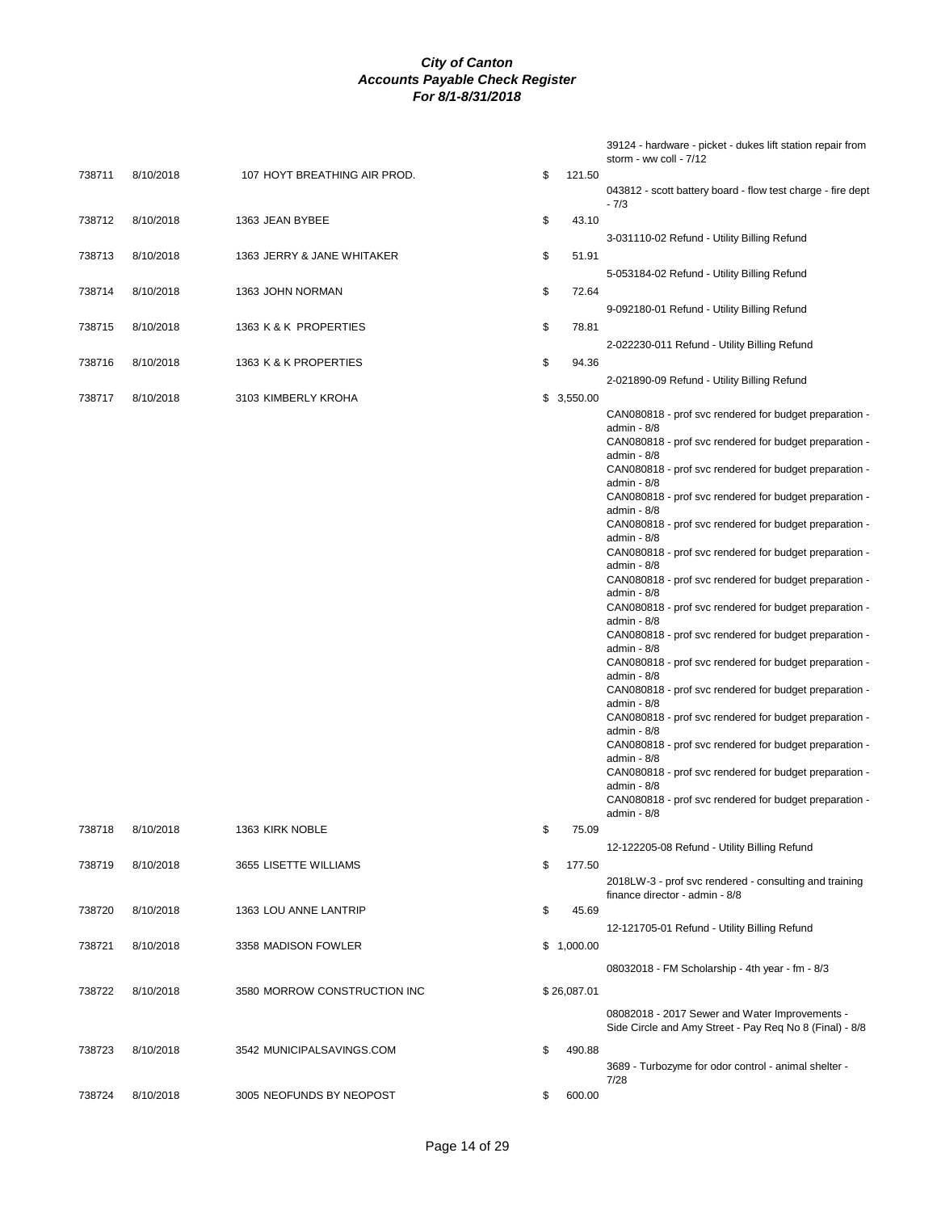***City of Canton***
***Accounts Payable Check Register***
***For 8/1-8/31/2018***

| Check # | Date | Vendor | Amount | Description |
|---|---|---|---|---|
| | | | | 39124 - hardware - picket - dukes lift station repair from storm - ww coll - 7/12 |
| 738711 | 8/10/2018 | 107 HOYT BREATHING AIR PROD. | $ 121.50 | 043812 - scott battery board - flow test charge - fire dept - 7/3 |
| 738712 | 8/10/2018 | 1363 JEAN BYBEE | $ 43.10 | 3-031110-02 Refund - Utility Billing Refund |
| 738713 | 8/10/2018 | 1363 JERRY & JANE WHITAKER | $ 51.91 | 5-053184-02 Refund - Utility Billing Refund |
| 738714 | 8/10/2018 | 1363 JOHN NORMAN | $ 72.64 | 9-092180-01 Refund - Utility Billing Refund |
| 738715 | 8/10/2018 | 1363 K & K PROPERTIES | $ 78.81 | 2-022230-011 Refund - Utility Billing Refund |
| 738716 | 8/10/2018 | 1363 K & K PROPERTIES | $ 94.36 | 2-021890-09 Refund - Utility Billing Refund |
| 738717 | 8/10/2018 | 3103 KIMBERLY KROHA | $ 3,550.00 | CAN080818 - prof svc rendered for budget preparation - admin - 8/8 |
| | | | | CAN080818 - prof svc rendered for budget preparation - admin - 8/8 |
| | | | | CAN080818 - prof svc rendered for budget preparation - admin - 8/8 |
| | | | | CAN080818 - prof svc rendered for budget preparation - admin - 8/8 |
| | | | | CAN080818 - prof svc rendered for budget preparation - admin - 8/8 |
| | | | | CAN080818 - prof svc rendered for budget preparation - admin - 8/8 |
| | | | | CAN080818 - prof svc rendered for budget preparation - admin - 8/8 |
| | | | | CAN080818 - prof svc rendered for budget preparation - admin - 8/8 |
| | | | | CAN080818 - prof svc rendered for budget preparation - admin - 8/8 |
| | | | | CAN080818 - prof svc rendered for budget preparation - admin - 8/8 |
| | | | | CAN080818 - prof svc rendered for budget preparation - admin - 8/8 |
| | | | | CAN080818 - prof svc rendered for budget preparation - admin - 8/8 |
| | | | | CAN080818 - prof svc rendered for budget preparation - admin - 8/8 |
| | | | | CAN080818 - prof svc rendered for budget preparation - admin - 8/8 |
| | | | | CAN080818 - prof svc rendered for budget preparation - admin - 8/8 |
| 738718 | 8/10/2018 | 1363 KIRK NOBLE | $ 75.09 | 12-122205-08 Refund - Utility Billing Refund |
| 738719 | 8/10/2018 | 3655 LISETTE WILLIAMS | $ 177.50 | 2018LW-3 - prof svc rendered - consulting and training finance director - admin - 8/8 |
| 738720 | 8/10/2018 | 1363 LOU ANNE LANTRIP | $ 45.69 | 12-121705-01 Refund - Utility Billing Refund |
| 738721 | 8/10/2018 | 3358 MADISON FOWLER | $ 1,000.00 | 08032018 - FM Scholarship - 4th year - fm - 8/3 |
| 738722 | 8/10/2018 | 3580 MORROW CONSTRUCTION INC | $ 26,087.01 | 08082018 - 2017 Sewer and Water Improvements - Side Circle and Amy Street - Pay Req No 8 (Final) - 8/8 |
| 738723 | 8/10/2018 | 3542 MUNICIPALSAVINGS.COM | $ 490.88 | 3689 - Turbozyme for odor control - animal shelter - 7/28 |
| 738724 | 8/10/2018 | 3005 NEOFUNDS BY NEOPOST | $ 600.00 | |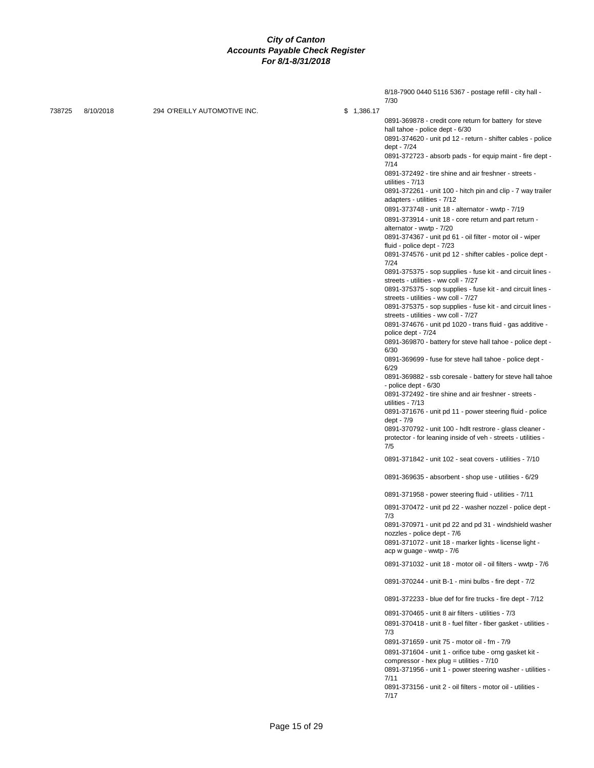# City of Canton
## Accounts Payable Check Register
### For 8/1-8/31/2018

| Check # | Date | Vendor | Amount | Description |
|---|---|---|---|---|
| | | | | 8/18-7900 0440 5116 5367 - postage refill - city hall - 7/30 |
| 738725 | 8/10/2018 | 294 O'REILLY AUTOMOTIVE INC. | $ 1,386.17 | |
| | | | | 0891-369878 - credit core return for battery for steve hall tahoe - police dept - 6/30 |
| | | | | 0891-374620 - unit pd 12 - return - shifter cables - police dept - 7/24 |
| | | | | 0891-372723 - absorb pads - for equip maint - fire dept - 7/14 |
| | | | | 0891-372492 - tire shine and air freshner - streets - utilities - 7/13 |
| | | | | 0891-372261 - unit 100 - hitch pin and clip - 7 way trailer adapters - utilities - 7/12 |
| | | | | 0891-373748 - unit 18 - alternator - wwtp - 7/19 |
| | | | | 0891-373914 - unit 18 - core return and part return - alternator - wwtp - 7/20 |
| | | | | 0891-374367 - unit pd 61 - oil filter - motor oil - wiper fluid - police dept - 7/23 |
| | | | | 0891-374576 - unit pd 12 - shifter cables - police dept - 7/24 |
| | | | | 0891-375375 - sop supplies - fuse kit - and circuit lines - streets - utilities - ww coll - 7/27 |
| | | | | 0891-375375 - sop supplies - fuse kit - and circuit lines - streets - utilities - ww coll - 7/27 |
| | | | | 0891-375375 - sop supplies - fuse kit - and circuit lines - streets - utilities - ww coll - 7/27 |
| | | | | 0891-374676 - unit pd 1020 - trans fluid - gas additive - police dept - 7/24 |
| | | | | 0891-369870 - battery for steve hall tahoe - police dept - 6/30 |
| | | | | 0891-369699 - fuse for steve hall tahoe - police dept - 6/29 |
| | | | | 0891-369882 - ssb coresale - battery for steve hall tahoe - police dept - 6/30 |
| | | | | 0891-372492 - tire shine and air freshner - streets - utilities - 7/13 |
| | | | | 0891-371676 - unit pd 11 - power steering fluid - police dept - 7/9 |
| | | | | 0891-370792 - unit 100 - hdlt restrore - glass cleaner - protector - for leaning inside of veh - streets - utilities - 7/5 |
| | | | | 0891-371842 - unit 102 - seat covers - utilities - 7/10 |
| | | | | 0891-369635 - absorbent - shop use - utilities - 6/29 |
| | | | | 0891-371958 - power steering fluid - utilities - 7/11 |
| | | | | 0891-370472 - unit pd 22 - washer nozzel - police dept - 7/3 |
| | | | | 0891-370971 - unit pd 22 and pd 31 - windshield washer nozzles - police dept - 7/6 |
| | | | | 0891-371072 - unit 18 - marker lights - license light - acp w guage - wwtp - 7/6 |
| | | | | 0891-371032 - unit 18 - motor oil - oil filters - wwtp - 7/6 |
| | | | | 0891-370244 - unit B-1 - mini bulbs - fire dept - 7/2 |
| | | | | 0891-372233 - blue def for fire trucks - fire dept - 7/12 |
| | | | | 0891-370465 - unit 8 air filters - utilities - 7/3 |
| | | | | 0891-370418 - unit 8 - fuel filter - fiber gasket - utilities - 7/3 |
| | | | | 0891-371659 - unit 75 - motor oil - fm - 7/9 |
| | | | | 0891-371604 - unit 1 - orifice tube - orng gasket kit - compressor - hex plug = utilities - 7/10 |
| | | | | 0891-371956 - unit 1 - power steering washer - utilities - 7/11 |
| | | | | 0891-373156 - unit 2 - oil filters - motor oil - utilities - 7/17 |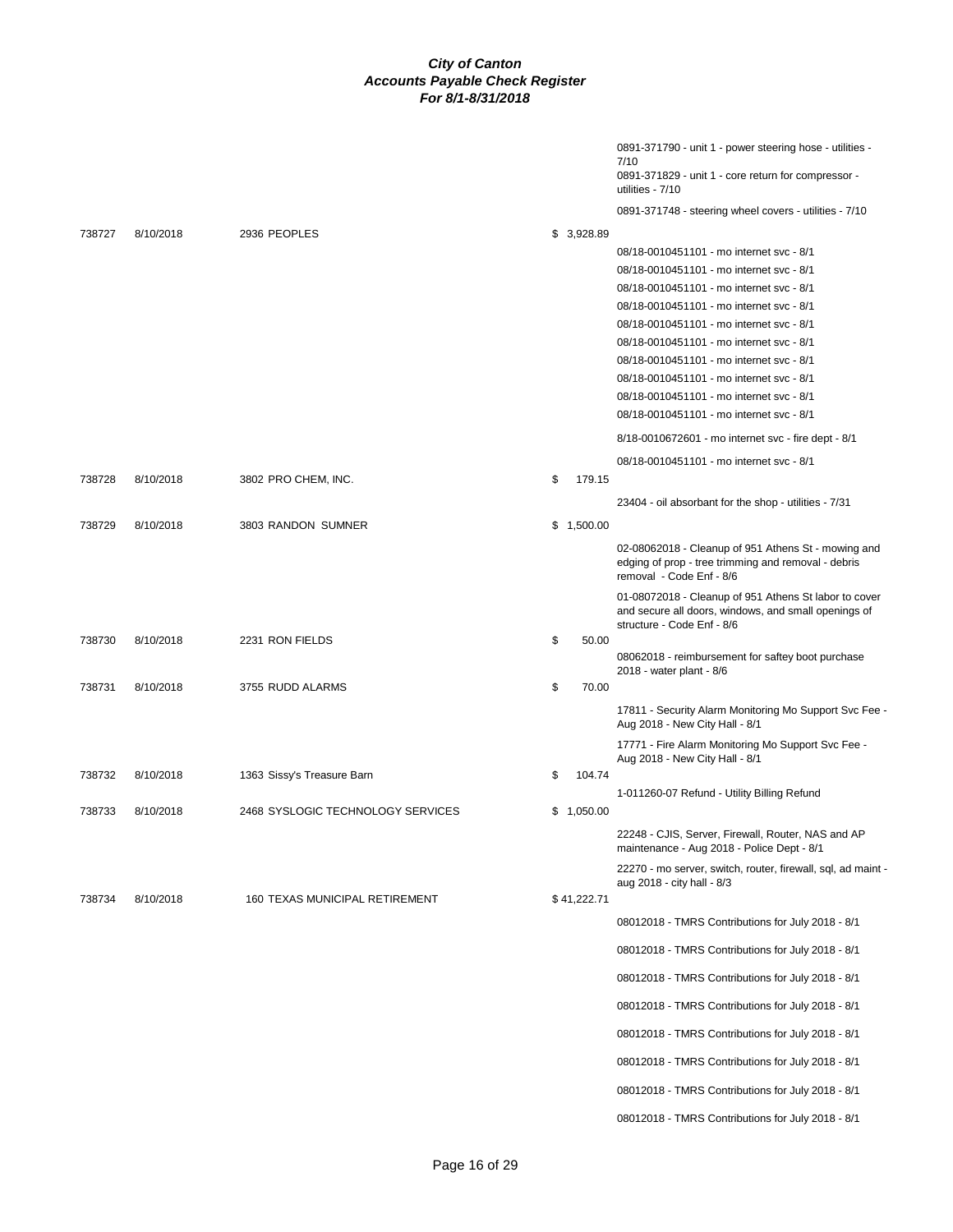# City of Canton
## Accounts Payable Check Register
### For 8/1-8/31/2018

| Check # | Date | Vendor | Amount | Description |
|---|---|---|---|---|
| | | | | 0891-371790 - unit 1 - power steering hose - utilities - 7/10 |
| | | | | 0891-371829 - unit 1 - core return for compressor - utilities - 7/10 |
| | | | | 0891-371748 - steering wheel covers - utilities - 7/10 |
| 738727 | 8/10/2018 | 2936 PEOPLES | $ 3,928.89 | |
| | | | | 08/18-0010451101 - mo internet svc - 8/1 |
| | | | | 08/18-0010451101 - mo internet svc - 8/1 |
| | | | | 08/18-0010451101 - mo internet svc - 8/1 |
| | | | | 08/18-0010451101 - mo internet svc - 8/1 |
| | | | | 08/18-0010451101 - mo internet svc - 8/1 |
| | | | | 08/18-0010451101 - mo internet svc - 8/1 |
| | | | | 08/18-0010451101 - mo internet svc - 8/1 |
| | | | | 08/18-0010451101 - mo internet svc - 8/1 |
| | | | | 08/18-0010451101 - mo internet svc - 8/1 |
| | | | | 08/18-0010451101 - mo internet svc - 8/1 |
| | | | | 8/18-0010672601 - mo internet svc - fire dept - 8/1 |
| | | | | 08/18-0010451101 - mo internet svc - 8/1 |
| 738728 | 8/10/2018 | 3802 PRO CHEM, INC. | $ 179.15 | |
| | | | | 23404 - oil absorbant for the shop - utilities - 7/31 |
| 738729 | 8/10/2018 | 3803 RANDON SUMNER | $ 1,500.00 | |
| | | | | 02-08062018 - Cleanup of 951 Athens St - mowing and edging of prop - tree trimming and removal - debris removal - Code Enf - 8/6 |
| | | | | 01-08072018 - Cleanup of 951 Athens St labor to cover and secure all doors, windows, and small openings of structure - Code Enf - 8/6 |
| 738730 | 8/10/2018 | 2231 RON FIELDS | $ 50.00 | |
| | | | | 08062018 - reimbursement for saftey boot purchase 2018 - water plant - 8/6 |
| 738731 | 8/10/2018 | 3755 RUDD ALARMS | $ 70.00 | |
| | | | | 17811 - Security Alarm Monitoring Mo Support Svc Fee - Aug 2018 - New City Hall - 8/1 |
| | | | | 17771 - Fire Alarm Monitoring Mo Support Svc Fee - Aug 2018 - New City Hall - 8/1 |
| 738732 | 8/10/2018 | 1363 Sissy's Treasure Barn | $ 104.74 | |
| | | | | 1-011260-07 Refund - Utility Billing Refund |
| 738733 | 8/10/2018 | 2468 SYSLOGIC TECHNOLOGY SERVICES | $ 1,050.00 | |
| | | | | 22248 - CJIS, Server, Firewall, Router, NAS and AP maintenance - Aug 2018 - Police Dept - 8/1 |
| | | | | 22270 - mo server, switch, router, firewall, sql, ad maint - aug 2018 - city hall - 8/3 |
| 738734 | 8/10/2018 | 160 TEXAS MUNICIPAL RETIREMENT | $ 41,222.71 | |
| | | | | 08012018 - TMRS Contributions for July 2018 - 8/1 |
| | | | | 08012018 - TMRS Contributions for July 2018 - 8/1 |
| | | | | 08012018 - TMRS Contributions for July 2018 - 8/1 |
| | | | | 08012018 - TMRS Contributions for July 2018 - 8/1 |
| | | | | 08012018 - TMRS Contributions for July 2018 - 8/1 |
| | | | | 08012018 - TMRS Contributions for July 2018 - 8/1 |
| | | | | 08012018 - TMRS Contributions for July 2018 - 8/1 |
| | | | | 08012018 - TMRS Contributions for July 2018 - 8/1 |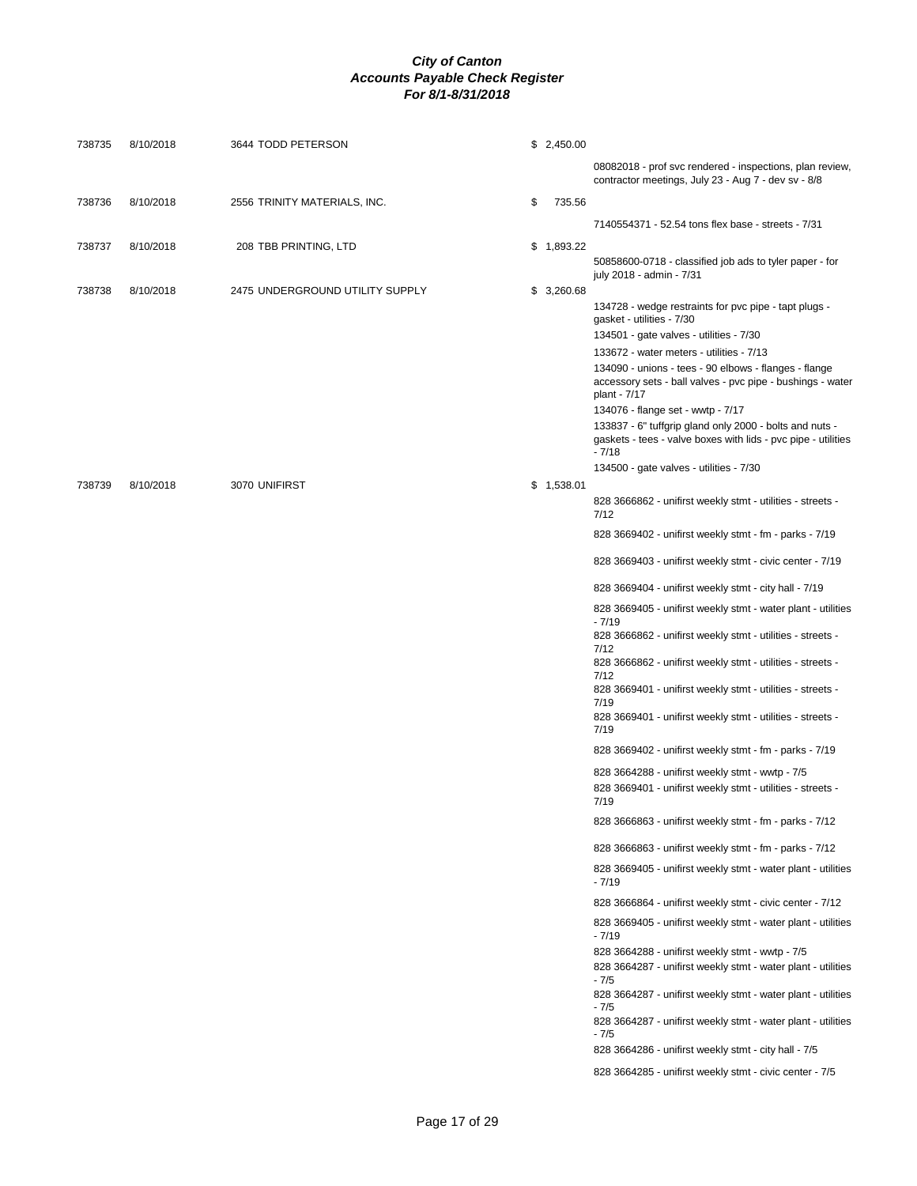# City of Canton
## Accounts Payable Check Register
### For 8/1-8/31/2018

| Check # | Date | Vendor | Amount | Description |
|---|---|---|---|---|
| 738735 | 8/10/2018 | 3644 TODD PETERSON | $ 2,450.00 | |
| | | | | 08082018 - prof svc rendered - inspections, plan review, contractor meetings, July 23 - Aug 7 - dev sv - 8/8 |
| 738736 | 8/10/2018 | 2556 TRINITY MATERIALS, INC. | $ 735.56 | |
| | | | | 7140554371 - 52.54 tons flex base - streets - 7/31 |
| 738737 | 8/10/2018 | 208 TBB PRINTING, LTD | $ 1,893.22 | |
| | | | | 50858600-0718 - classified job ads to tyler paper - for july 2018 - admin - 7/31 |
| 738738 | 8/10/2018 | 2475 UNDERGROUND UTILITY SUPPLY | $ 3,260.68 | |
| | | | | 134728 - wedge restraints for pvc pipe - tapt plugs - gasket - utilities - 7/30 |
| | | | | 134501 - gate valves - utilities - 7/30 |
| | | | | 133672 - water meters - utilities - 7/13 |
| | | | | 134090 - unions - tees - 90 elbows - flanges - flange accessory sets - ball valves - pvc pipe - bushings - water plant - 7/17 |
| | | | | 134076 - flange set - wwtp - 7/17 |
| | | | | 133837 - 6" tuffgrip gland only 2000 - bolts and nuts - gaskets - tees - valve boxes with lids - pvc pipe - utilities - 7/18 |
| | | | | 134500 - gate valves - utilities - 7/30 |
| 738739 | 8/10/2018 | 3070 UNIFIRST | $ 1,538.01 | |
| | | | | 828 3666862 - unifirst weekly stmt - utilities - streets - 7/12 |
| | | | | 828 3669402 - unifirst weekly stmt - fm - parks - 7/19 |
| | | | | 828 3669403 - unifirst weekly stmt - civic center - 7/19 |
| | | | | 828 3669404 - unifirst weekly stmt - city hall - 7/19 |
| | | | | 828 3669405 - unifirst weekly stmt - water plant - utilities - 7/19 |
| | | | | 828 3666862 - unifirst weekly stmt - utilities - streets - 7/12 |
| | | | | 828 3666862 - unifirst weekly stmt - utilities - streets - 7/12 |
| | | | | 828 3669401 - unifirst weekly stmt - utilities - streets - 7/19 |
| | | | | 828 3669401 - unifirst weekly stmt - utilities - streets - 7/19 |
| | | | | 828 3669402 - unifirst weekly stmt - fm - parks - 7/19 |
| | | | | 828 3664288 - unifirst weekly stmt - wwtp - 7/5 |
| | | | | 828 3669401 - unifirst weekly stmt - utilities - streets - 7/19 |
| | | | | 828 3666863 - unifirst weekly stmt - fm - parks - 7/12 |
| | | | | 828 3666863 - unifirst weekly stmt - fm - parks - 7/12 |
| | | | | 828 3669405 - unifirst weekly stmt - water plant - utilities - 7/19 |
| | | | | 828 3666864 - unifirst weekly stmt - civic center - 7/12 |
| | | | | 828 3669405 - unifirst weekly stmt - water plant - utilities - 7/19 |
| | | | | 828 3664288 - unifirst weekly stmt - wwtp - 7/5 |
| | | | | 828 3664287 - unifirst weekly stmt - water plant - utilities - 7/5 |
| | | | | 828 3664287 - unifirst weekly stmt - water plant - utilities - 7/5 |
| | | | | 828 3664287 - unifirst weekly stmt - water plant - utilities - 7/5 |
| | | | | 828 3664286 - unifirst weekly stmt - city hall - 7/5 |
| | | | | 828 3664285 - unifirst weekly stmt - civic center - 7/5 |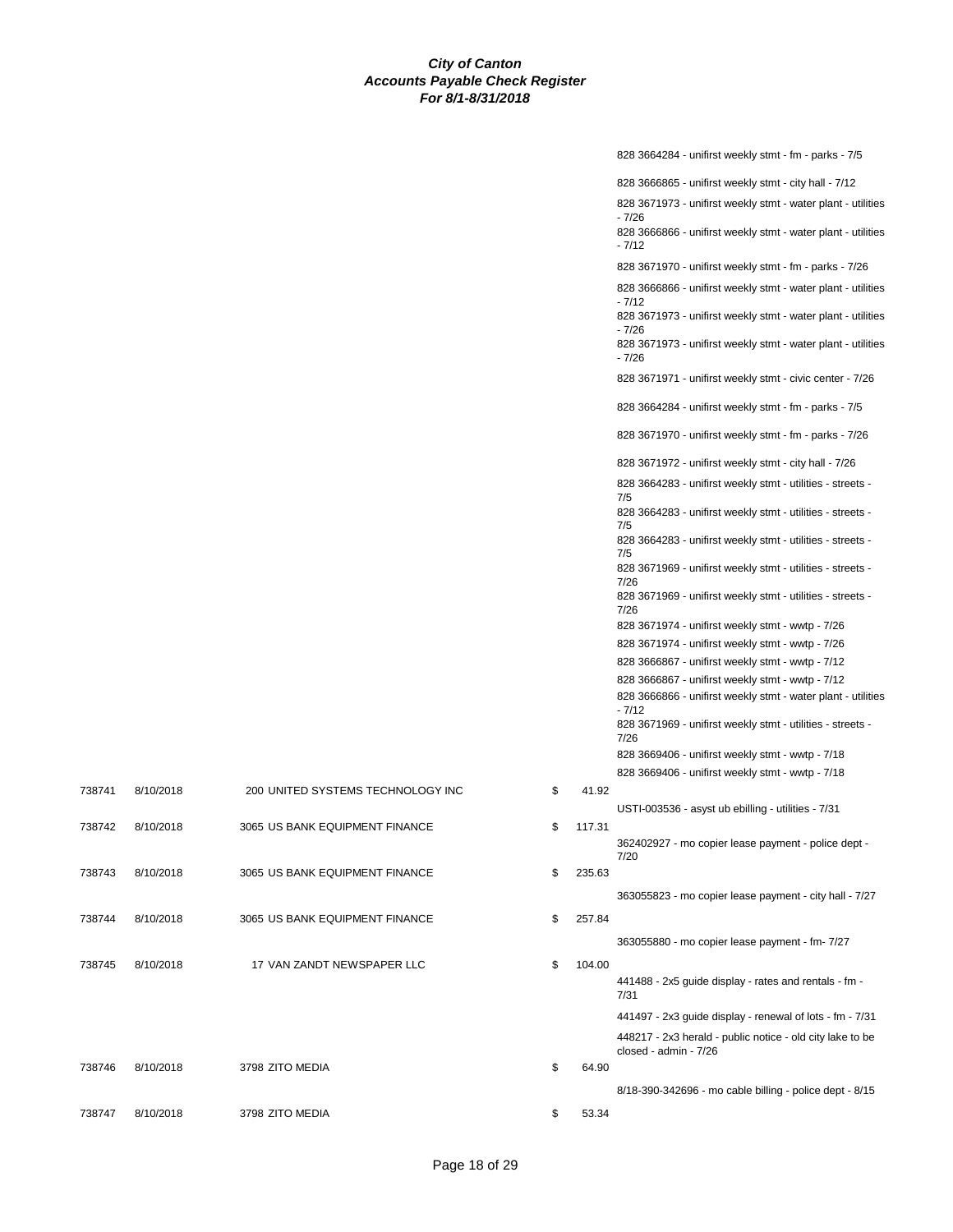# City of Canton
## Accounts Payable Check Register
### For 8/1-8/31/2018

| Check # | Date | Vendor | Amount | Description |
|---|---|---|---|---|
| | | | | 828 3664284 - unifirst weekly stmt - fm - parks - 7/5 |
| | | | | 828 3666865 - unifirst weekly stmt - city hall - 7/12 |
| | | | | 828 3671973 - unifirst weekly stmt - water plant - utilities - 7/26 |
| | | | | 828 3666866 - unifirst weekly stmt - water plant - utilities - 7/12 |
| | | | | 828 3671970 - unifirst weekly stmt - fm - parks - 7/26 |
| | | | | 828 3666866 - unifirst weekly stmt - water plant - utilities - 7/12 |
| | | | | 828 3671973 - unifirst weekly stmt - water plant - utilities - 7/26 |
| | | | | 828 3671973 - unifirst weekly stmt - water plant - utilities - 7/26 |
| | | | | 828 3671971 - unifirst weekly stmt - civic center - 7/26 |
| | | | | 828 3664284 - unifirst weekly stmt - fm - parks - 7/5 |
| | | | | 828 3671970 - unifirst weekly stmt - fm - parks - 7/26 |
| | | | | 828 3671972 - unifirst weekly stmt - city hall - 7/26 |
| | | | | 828 3664283 - unifirst weekly stmt - utilities - streets - 7/5 |
| | | | | 828 3664283 - unifirst weekly stmt - utilities - streets - 7/5 |
| | | | | 828 3664283 - unifirst weekly stmt - utilities - streets - 7/5 |
| | | | | 828 3671969 - unifirst weekly stmt - utilities - streets - 7/26 |
| | | | | 828 3671969 - unifirst weekly stmt - utilities - streets - 7/26 |
| | | | | 828 3671974 - unifirst weekly stmt - wwtp - 7/26 |
| | | | | 828 3671974 - unifirst weekly stmt - wwtp - 7/26 |
| | | | | 828 3666867 - unifirst weekly stmt - wwtp - 7/12 |
| | | | | 828 3666867 - unifirst weekly stmt - wwtp - 7/12 |
| | | | | 828 3666866 - unifirst weekly stmt - water plant - utilities - 7/12 |
| | | | | 828 3671969 - unifirst weekly stmt - utilities - streets - 7/26 |
| | | | | 828 3669406 - unifirst weekly stmt - wwtp - 7/18 |
| | | | | 828 3669406 - unifirst weekly stmt - wwtp - 7/18 |
| 738741 | 8/10/2018 | 200 UNITED SYSTEMS TECHNOLOGY INC | $ 41.92 | |
| | | | | USTI-003536 - asyst ub ebilling - utilities - 7/31 |
| 738742 | 8/10/2018 | 3065 US BANK EQUIPMENT FINANCE | $ 117.31 | |
| | | | | 362402927 - mo copier lease payment - police dept - 7/20 |
| 738743 | 8/10/2018 | 3065 US BANK EQUIPMENT FINANCE | $ 235.63 | |
| | | | | 363055823 - mo copier lease payment - city hall - 7/27 |
| 738744 | 8/10/2018 | 3065 US BANK EQUIPMENT FINANCE | $ 257.84 | |
| | | | | 363055880 - mo copier lease payment - fm- 7/27 |
| 738745 | 8/10/2018 | 17 VAN ZANDT NEWSPAPER LLC | $ 104.00 | |
| | | | | 441488 - 2x5 guide display - rates and rentals - fm - 7/31 |
| | | | | 441497 - 2x3 guide display - renewal of lots - fm - 7/31 |
| | | | | 448217 - 2x3 herald - public notice - old city lake to be closed - admin - 7/26 |
| 738746 | 8/10/2018 | 3798 ZITO MEDIA | $ 64.90 | |
| | | | | 8/18-390-342696 - mo cable billing - police dept - 8/15 |
| 738747 | 8/10/2018 | 3798 ZITO MEDIA | $ 53.34 | |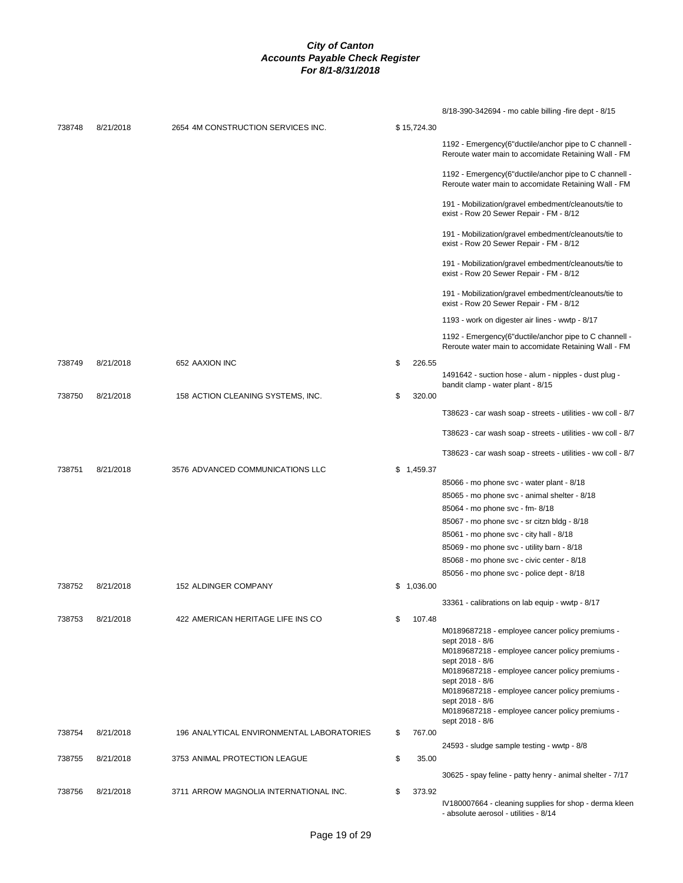# City of Canton
## Accounts Payable Check Register
### For 8/1-8/31/2018

| Check # | Date | Vendor | Amount | Description |
|---|---|---|---|---|
| | | | | 8/18-390-342694 - mo cable billing -fire dept - 8/15 |
| 738748 | 8/21/2018 | 2654 4M CONSTRUCTION SERVICES INC. | $ 15,724.30 | |
| | | | | 1192 - Emergency(6"ductile/anchor pipe to C channell - Reroute water main to accomidate Retaining Wall - FM |
| | | | | 1192 - Emergency(6"ductile/anchor pipe to C channell - Reroute water main to accomidate Retaining Wall - FM |
| | | | | 191 - Mobilization/gravel embedment/cleanouts/tie to exist - Row 20 Sewer Repair - FM - 8/12 |
| | | | | 191 - Mobilization/gravel embedment/cleanouts/tie to exist - Row 20 Sewer Repair - FM - 8/12 |
| | | | | 191 - Mobilization/gravel embedment/cleanouts/tie to exist - Row 20 Sewer Repair - FM - 8/12 |
| | | | | 191 - Mobilization/gravel embedment/cleanouts/tie to exist - Row 20 Sewer Repair - FM - 8/12 |
| | | | | 1193 - work on digester air lines - wwtp - 8/17 |
| | | | | 1192 - Emergency(6"ductile/anchor pipe to C channell - Reroute water main to accomidate Retaining Wall - FM |
| 738749 | 8/21/2018 | 652 AAXION INC | $ 226.55 | |
| | | | | 1491642 - suction hose - alum - nipples - dust plug - bandit clamp - water plant - 8/15 |
| 738750 | 8/21/2018 | 158 ACTION CLEANING SYSTEMS, INC. | $ 320.00 | |
| | | | | T38623 - car wash soap - streets - utilities - ww coll - 8/7 |
| | | | | T38623 - car wash soap - streets - utilities - ww coll - 8/7 |
| | | | | T38623 - car wash soap - streets - utilities - ww coll - 8/7 |
| 738751 | 8/21/2018 | 3576 ADVANCED COMMUNICATIONS LLC | $ 1,459.37 | |
| | | | | 85066 - mo phone svc - water plant - 8/18 |
| | | | | 85065 - mo phone svc - animal shelter - 8/18 |
| | | | | 85064 - mo phone svc - fm- 8/18 |
| | | | | 85067 - mo phone svc - sr citzn bldg - 8/18 |
| | | | | 85061 - mo phone svc - city hall - 8/18 |
| | | | | 85069 - mo phone svc - utility barn - 8/18 |
| | | | | 85068 - mo phone svc - civic center - 8/18 |
| | | | | 85056 - mo phone svc - police dept - 8/18 |
| 738752 | 8/21/2018 | 152 ALDINGER COMPANY | $ 1,036.00 | |
| | | | | 33361 - calibrations on lab equip - wwtp - 8/17 |
| 738753 | 8/21/2018 | 422 AMERICAN HERITAGE LIFE INS CO | $ 107.48 | |
| | | | | M0189687218 - employee cancer policy premiums - sept 2018 - 8/6 |
| | | | | M0189687218 - employee cancer policy premiums - sept 2018 - 8/6 |
| | | | | M0189687218 - employee cancer policy premiums - sept 2018 - 8/6 |
| | | | | M0189687218 - employee cancer policy premiums - sept 2018 - 8/6 |
| | | | | M0189687218 - employee cancer policy premiums - sept 2018 - 8/6 |
| 738754 | 8/21/2018 | 196 ANALYTICAL ENVIRONMENTAL LABORATORIES | $ 767.00 | |
| | | | | 24593 - sludge sample testing - wwtp - 8/8 |
| 738755 | 8/21/2018 | 3753 ANIMAL PROTECTION LEAGUE | $ 35.00 | |
| | | | | 30625 - spay feline - patty henry - animal shelter - 7/17 |
| 738756 | 8/21/2018 | 3711 ARROW MAGNOLIA INTERNATIONAL INC. | $ 373.92 | |
| | | | | IV180007664 - cleaning supplies for shop - derma kleen - absolute aerosol - utilities - 8/14 |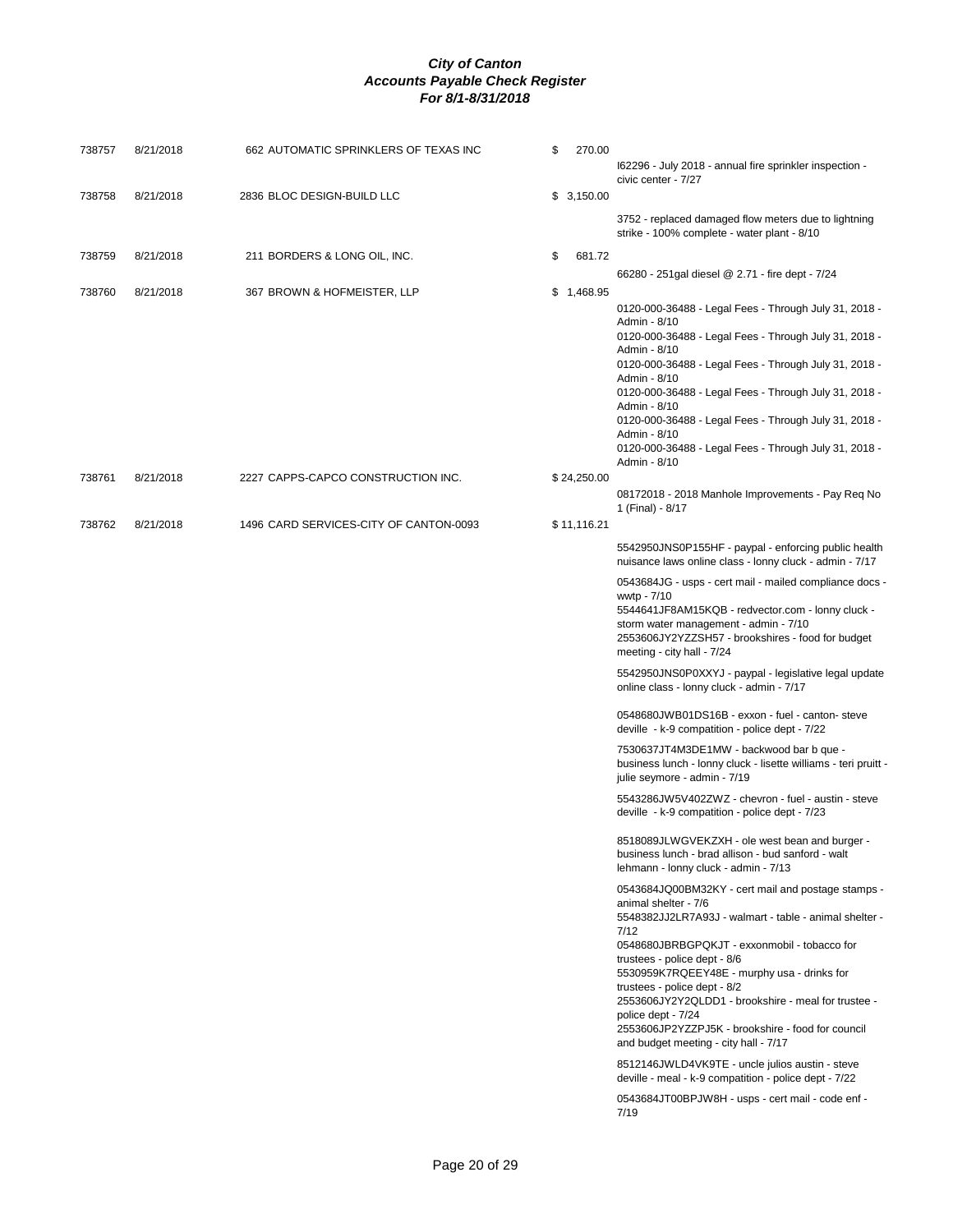# City of Canton
## Accounts Payable Check Register
### For 8/1-8/31/2018

| Check No | Date | Vendor | Amount | Description |
|---|---|---|---|---|
| 738757 | 8/21/2018 | 662 AUTOMATIC SPRINKLERS OF TEXAS INC | $ 270.00 | I62296 - July 2018 - annual fire sprinkler inspection - civic center - 7/27 |
| 738758 | 8/21/2018 | 2836 BLOC DESIGN-BUILD LLC | $ 3,150.00 | 3752 - replaced damaged flow meters due to lightning strike - 100% complete - water plant - 8/10 |
| 738759 | 8/21/2018 | 211 BORDERS & LONG OIL, INC. | $ 681.72 | 66280 - 251gal diesel @ 2.71 - fire dept - 7/24 |
| 738760 | 8/21/2018 | 367 BROWN & HOFMEISTER, LLP | $ 1,468.95 | 0120-000-36488 - Legal Fees - Through July 31, 2018 - Admin - 8/10 |
| | | | | 0120-000-36488 - Legal Fees - Through July 31, 2018 - Admin - 8/10 |
| | | | | 0120-000-36488 - Legal Fees - Through July 31, 2018 - Admin - 8/10 |
| | | | | 0120-000-36488 - Legal Fees - Through July 31, 2018 - Admin - 8/10 |
| | | | | 0120-000-36488 - Legal Fees - Through July 31, 2018 - Admin - 8/10 |
| | | | | 0120-000-36488 - Legal Fees - Through July 31, 2018 - Admin - 8/10 |
| 738761 | 8/21/2018 | 2227 CAPPS-CAPCO CONSTRUCTION INC. | $ 24,250.00 | 08172018 - 2018 Manhole Improvements - Pay Req No 1 (Final) - 8/17 |
| 738762 | 8/21/2018 | 1496 CARD SERVICES-CITY OF CANTON-0093 | $ 11,116.21 | 5542950JNS0P155HF - paypal - enforcing public health nuisance laws online class - lonny cluck - admin - 7/17 |
| | | | | 0543684JG - usps - cert mail - mailed compliance docs - wwtp - 7/10 |
| | | | | 5544641JF8AM15KQB - redvector.com - lonny cluck - storm water management - admin - 7/10 |
| | | | | 2553606JY2YZZSH57 - brookshires - food for budget meeting - city hall - 7/24 |
| | | | | 5542950JNS0P0XXYJ - paypal - legislative legal update online class - lonny cluck - admin - 7/17 |
| | | | | 0548680JWB01DS16B - exxon - fuel - canton- steve deville - k-9 compatition - police dept - 7/22 |
| | | | | 7530637JT4M3DE1MW - backwood bar b que - business lunch - lonny cluck - lisette williams - teri pruitt - julie seymore - admin - 7/19 |
| | | | | 5543286JW5V402ZWZ - chevron - fuel - austin - steve deville - k-9 compatition - police dept - 7/23 |
| | | | | 8518089JLWGVEKZXH - ole west bean and burger - business lunch - brad allison - bud sanford - walt lehmann - lonny cluck - admin - 7/13 |
| | | | | 0543684JQ00BM32KY - cert mail and postage stamps - animal shelter - 7/6 |
| | | | | 5548382JJ2LR7A93J - walmart - table - animal shelter - 7/12 |
| | | | | 0548680JBRBGPQKJT - exxonmobil - tobacco for trustees - police dept - 8/6 |
| | | | | 5530959K7RQEEY48E - murphy usa - drinks for trustees - police dept - 8/2 |
| | | | | 2553606JY2Y2QLDD1 - brookshire - meal for trustee - police dept - 7/24 |
| | | | | 2553606JP2YZZPJ5K - brookshire - food for council and budget meeting - city hall - 7/17 |
| | | | | 8512146JWLD4VK9TE - uncle julios austin - steve deville - meal - k-9 compatition - police dept - 7/22 |
| | | | | 0543684JT00BPJW8H - usps - cert mail - code enf - 7/19 |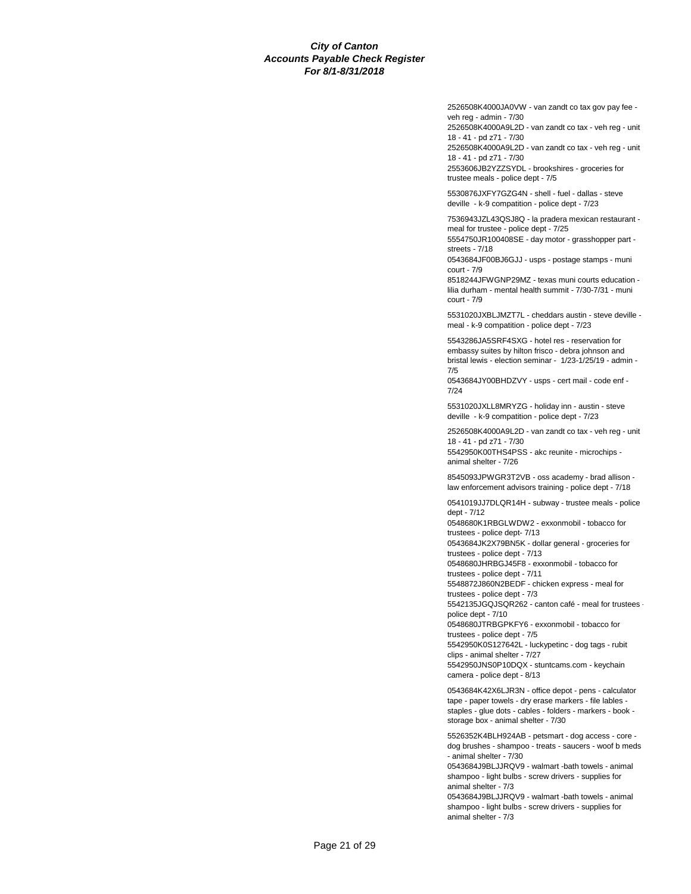***City of Canton***
***Accounts Payable Check Register***
***For 8/1-8/31/2018***

2526508K4000JA0VW - van zandt co tax gov pay fee - veh reg - admin - 7/30
2526508K4000A9L2D - van zandt co tax - veh reg - unit 18 - 41 - pd z71 - 7/30
2526508K4000A9L2D - van zandt co tax - veh reg - unit 18 - 41 - pd z71 - 7/30
2553606JB2YZZSYDL - brookshires - groceries for trustee meals - police dept - 7/5

5530876JXFY7GZG4N - shell - fuel - dallas - steve deville - k-9 compatition - police dept - 7/23

7536943JZL43QSJ8Q - la pradera mexican restaurant - meal for trustee - police dept - 7/25
5554750JR100408SE - day motor - grasshopper part - streets - 7/18
0543684JF00BJ6GJJ - usps - postage stamps - muni court - 7/9
8518244JFWGNP29MZ - texas muni courts education - lilia durham - mental health summit - 7/30-7/31 - muni court - 7/9

5531020JXBLJMZT7L - cheddars austin - steve deville - meal - k-9 compatition - police dept - 7/23

5543286JA5SRF4SXG - hotel res - reservation for embassy suites by hilton frisco - debra johnson and bristal lewis - election seminar - 1/23-1/25/19 - admin - 7/5
0543684JY00BHDZVY - usps - cert mail - code enf - 7/24

5531020JXLL8MRYZG - holiday inn - austin - steve deville - k-9 compatition - police dept - 7/23

2526508K4000A9L2D - van zandt co tax - veh reg - unit 18 - 41 - pd z71 - 7/30
5542950K00THS4PSS - akc reunite - microchips - animal shelter - 7/26

8545093JPWGR3T2VB - oss academy - brad allison - law enforcement advisors training - police dept - 7/18

0541019JJ7DLQR14H - subway - trustee meals - police dept - 7/12
0548680K1RBGLWDW2 - exxonmobil - tobacco for trustees - police dept- 7/13
0543684JK2X79BN5K - dollar general - groceries for trustees - police dept - 7/13
0548680JHRBGJ45F8 - exxonmobil - tobacco for trustees - police dept - 7/11
5548872J860N2BEDF - chicken express - meal for trustees - police dept - 7/3
5542135JGQJSQR262 - canton café - meal for trustees - police dept - 7/10
0548680JTRBGPKFY6 - exxonmobil - tobacco for trustees - police dept - 7/5
5542950K0S127642L - luckypetinc - dog tags - rubit clips - animal shelter - 7/27
5542950JNS0P10DQX - stuntcams.com - keychain camera - police dept - 8/13

0543684K42X6LJR3N - office depot - pens - calculator tape - paper towels - dry erase markers - file lables - staples - glue dots - cables - folders - markers - book - storage box - animal shelter - 7/30

5526352K4BLH924AB - petsmart - dog access - core - dog brushes - shampoo - treats - saucers - woof b meds - animal shelter - 7/30
0543684J9BLJJRQV9 - walmart -bath towels - animal shampoo - light bulbs - screw drivers - supplies for animal shelter - 7/3
0543684J9BLJJRQV9 - walmart -bath towels - animal shampoo - light bulbs - screw drivers - supplies for animal shelter - 7/3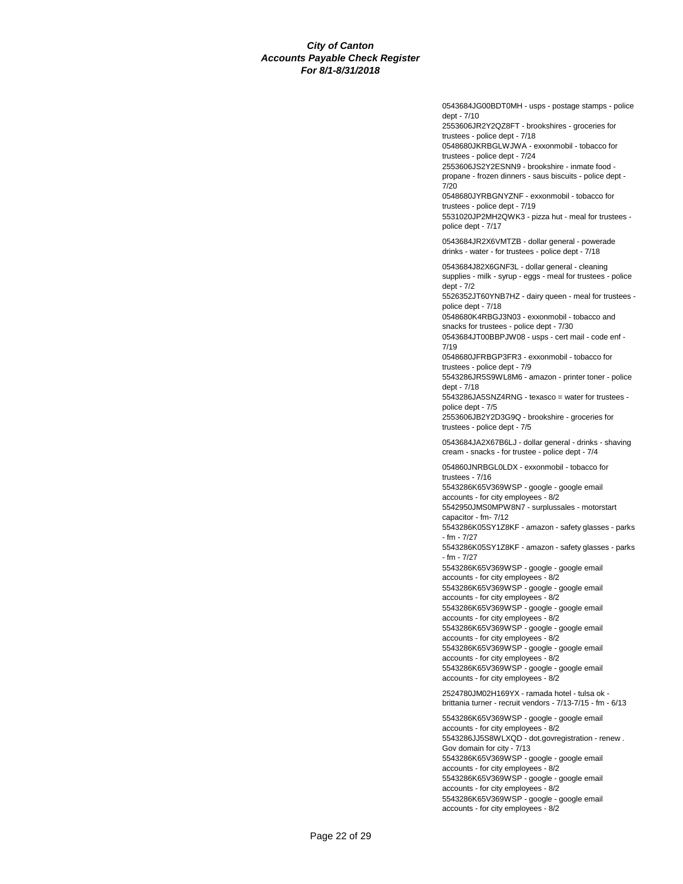**City of Canton**
**Accounts Payable Check Register**
**For 8/1-8/31/2018**

0543684JG00BDT0MH - usps - postage stamps - police dept - 7/10
2553606JR2Y2QZ8FT - brookshires - groceries for trustees - police dept - 7/18
0548680JKRBGLWJWA - exxonmobil - tobacco for trustees - police dept - 7/24
2553606JS2Y2ESNN9 - brookshire - inmate food - propane - frozen dinners - saus biscuits - police dept - 7/20
0548680JYRBGNYZNF - exxonmobil - tobacco for trustees - police dept - 7/19
5531020JP2MH2QWK3 - pizza hut - meal for trustees - police dept - 7/17

0543684JR2X6VMTZB - dollar general - powerade drinks - water - for trustees - police dept - 7/18

0543684J82X6GNF3L - dollar general - cleaning supplies - milk - syrup - eggs - meal for trustees - police dept - 7/2
5526352JT60YNB7HZ - dairy queen - meal for trustees - police dept - 7/18
0548680K4RBGJ3N03 - exxonmobil - tobacco and snacks for trustees - police dept - 7/30
0543684JT00BBPJW08 - usps - cert mail - code enf - 7/19
0548680JFRBGP3FR3 - exxonmobil - tobacco for trustees - police dept - 7/9
5543286JR5S9WL8M6 - amazon - printer toner - police dept - 7/18
5543286JA5SNZ4RNG - texasco = water for trustees - police dept - 7/5
2553606JB2Y2D3G9Q - brookshire - groceries for trustees - police dept - 7/5

0543684JA2X67B6LJ - dollar general - drinks - shaving cream - snacks - for trustee - police dept - 7/4

054860JNRBGL0LDX - exxonmobil - tobacco for trustees - 7/16
5543286K65V369WSP - google - google email accounts - for city employees - 8/2
5542950JMS0MPW8N7 - surplussales - motorstart capacitor - fm- 7/12
5543286K05SY1Z8KF - amazon - safety glasses - parks - fm - 7/27
5543286K05SY1Z8KF - amazon - safety glasses - parks - fm - 7/27
5543286K65V369WSP - google - google email accounts - for city employees - 8/2
5543286K65V369WSP - google - google email accounts - for city employees - 8/2
5543286K65V369WSP - google - google email accounts - for city employees - 8/2
5543286K65V369WSP - google - google email accounts - for city employees - 8/2
5543286K65V369WSP - google - google email accounts - for city employees - 8/2
5543286K65V369WSP - google - google email accounts - for city employees - 8/2

2524780JM02H169YX - ramada hotel - tulsa ok - brittania turner - recruit vendors - 7/13-7/15 - fm - 6/13

5543286K65V369WSP - google - google email accounts - for city employees - 8/2
5543286JJ5S8WLXQD - dot.govregistration - renew . Gov domain for city - 7/13
5543286K65V369WSP - google - google email accounts - for city employees - 8/2
5543286K65V369WSP - google - google email accounts - for city employees - 8/2
5543286K65V369WSP - google - google email accounts - for city employees - 8/2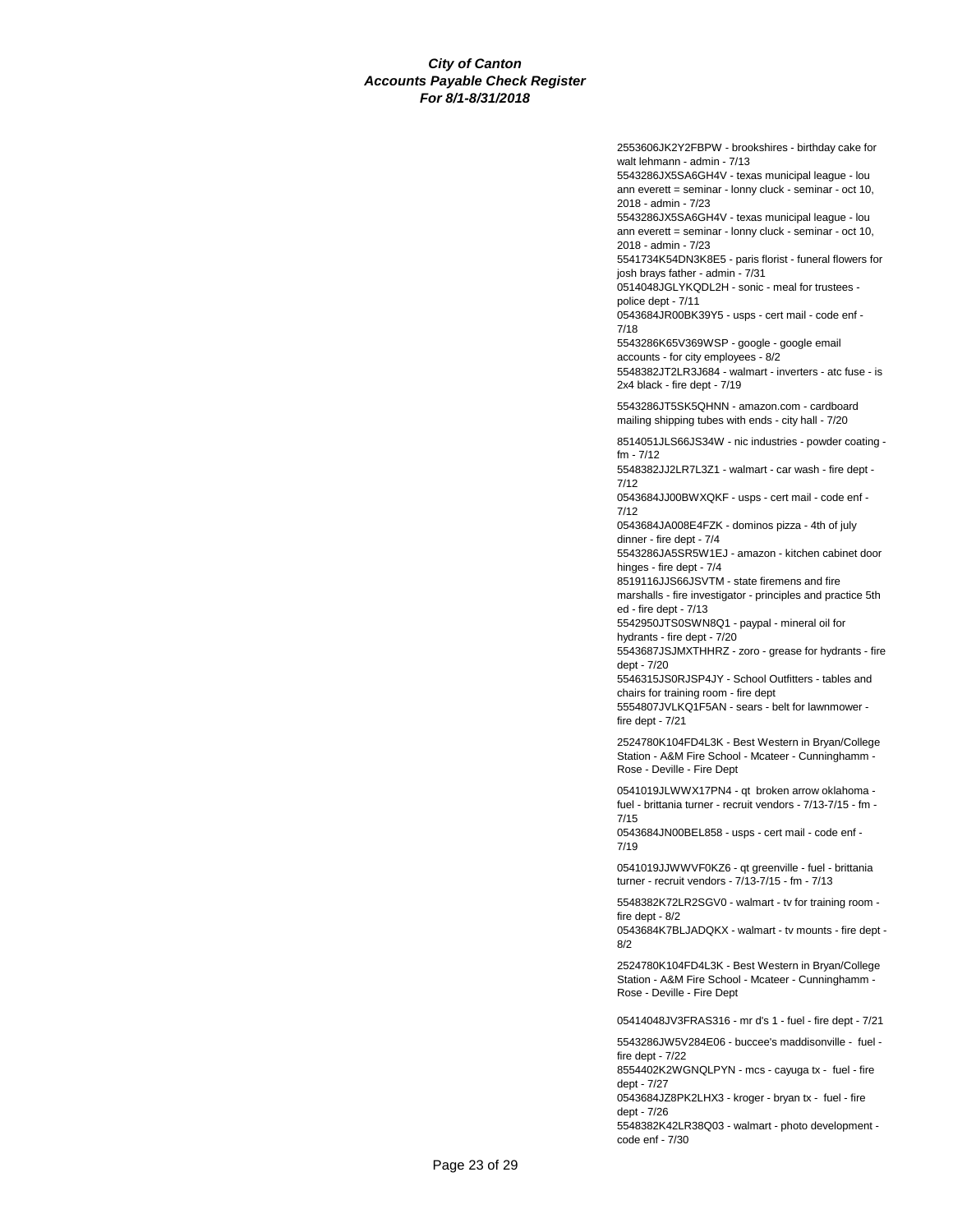**City of Canton**
**Accounts Payable Check Register**
**For 8/1-8/31/2018**

2553606JK2Y2FBPW - brookshires - birthday cake for walt lehmann - admin - 7/13

5543286JX5SA6GH4V - texas municipal league - lou ann everett = seminar - lonny cluck - seminar - oct 10, 2018 - admin - 7/23

5543286JX5SA6GH4V - texas municipal league - lou ann everett = seminar - lonny cluck - seminar - oct 10, 2018 - admin - 7/23

5541734K54DN3K8E5 - paris florist - funeral flowers for josh brays father - admin - 7/31

0514048JGLYKQDL2H - sonic - meal for trustees - police dept - 7/11

0543684JR00BK39Y5 - usps - cert mail - code enf - 7/18

5543286K65V369WSP - google - google email accounts - for city employees - 8/2

5548382JT2LR3J684 - walmart - inverters - atc fuse - is 2x4 black - fire dept - 7/19

5543286JT5SK5QHNN - amazon.com - cardboard mailing shipping tubes with ends - city hall - 7/20

8514051JLS66JS34W - nic industries - powder coating - fm - 7/12

5548382JJ2LR7L3Z1 - walmart - car wash - fire dept - 7/12

0543684JJ00BWXQKF - usps - cert mail - code enf - 7/12

0543684JA008E4FZK - dominos pizza - 4th of july dinner - fire dept - 7/4

5543286JA5SR5W1EJ - amazon - kitchen cabinet door hinges - fire dept - 7/4

8519116JJS66JSVTM - state firemens and fire marshalls - fire investigator - principles and practice 5th ed - fire dept - 7/13

5542950JTS0SWN8Q1 - paypal - mineral oil for hydrants - fire dept - 7/20

5543687JSJMXTHHRZ - zoro - grease for hydrants - fire dept - 7/20

5546315JS0RJSP4JY - School Outfitters - tables and chairs for training room - fire dept

5554807JVLKQ1F5AN - sears - belt for lawnmower - fire dept - 7/21

2524780K104FD4L3K - Best Western in Bryan/College Station - A&M Fire School - Mcateer - Cunninghamm - Rose - Deville - Fire Dept

0541019JLWWX17PN4 - qt broken arrow oklahoma - fuel - brittania turner - recruit vendors - 7/13-7/15 - fm - 7/15

0543684JN00BEL858 - usps - cert mail - code enf - 7/19

0541019JJWWVF0KZ6 - qt greenville - fuel - brittania turner - recruit vendors - 7/13-7/15 - fm - 7/13

5548382K72LR2SGV0 - walmart - tv for training room - fire dept - 8/2

0543684K7BLJADQKX - walmart - tv mounts - fire dept - 8/2

2524780K104FD4L3K - Best Western in Bryan/College Station - A&M Fire School - Mcateer - Cunninghamm - Rose - Deville - Fire Dept

05414048JV3FRAS316 - mr d's 1 - fuel - fire dept - 7/21

5543286JW5V284E06 - buccee's maddisonville - fuel - fire dept - 7/22

8554402K2WGNQLPYN - mcs - cayuga tx - fuel - fire dept - 7/27

0543684JZ8PK2LHX3 - kroger - bryan tx - fuel - fire dept - 7/26

5548382K42LR38Q03 - walmart - photo development - code enf - 7/30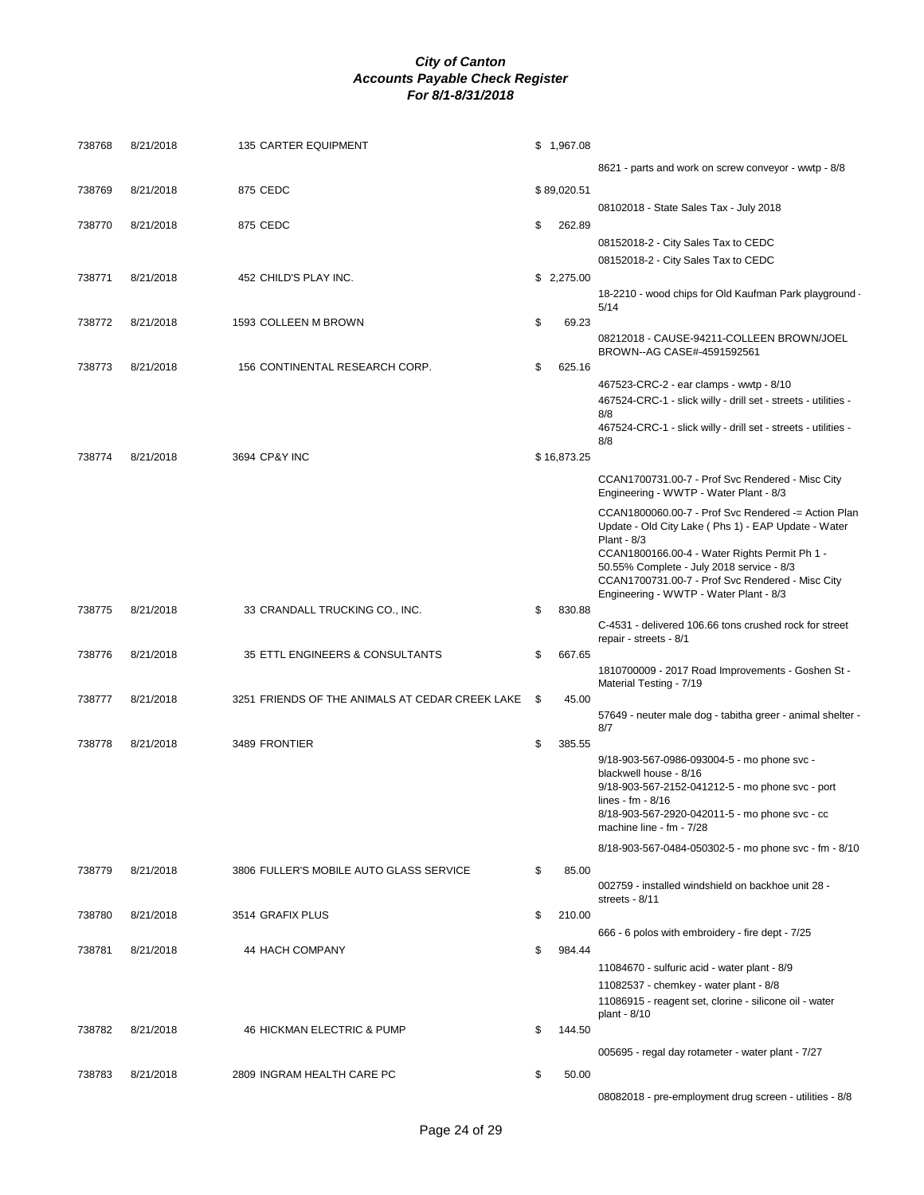***City of Canton***
***Accounts Payable Check Register***
***For 8/1-8/31/2018***

| Check # | Date | Vendor | Amount | Description |
|---|---|---|---|---|
| 738768 | 8/21/2018 | 135 CARTER EQUIPMENT | $ 1,967.08 | |
| | | | | 8621 - parts and work on screw conveyor - wwtp - 8/8 |
| 738769 | 8/21/2018 | 875 CEDC | $ 89,020.51 | |
| | | | | 08102018 - State Sales Tax - July 2018 |
| 738770 | 8/21/2018 | 875 CEDC | $ 262.89 | |
| | | | | 08152018-2 - City Sales Tax to CEDC |
| | | | | 08152018-2 - City Sales Tax to CEDC |
| 738771 | 8/21/2018 | 452 CHILD'S PLAY INC. | $ 2,275.00 | |
| | | | | 18-2210 - wood chips for Old Kaufman Park playground - 5/14 |
| 738772 | 8/21/2018 | 1593 COLLEEN M BROWN | $ 69.23 | |
| | | | | 08212018 - CAUSE-94211-COLLEEN BROWN/JOEL BROWN--AG CASE#-4591592561 |
| 738773 | 8/21/2018 | 156 CONTINENTAL RESEARCH CORP. | $ 625.16 | |
| | | | | 467523-CRC-2 - ear clamps - wwtp - 8/10 |
| | | | | 467524-CRC-1 - slick willy - drill set - streets - utilities - 8/8 |
| | | | | 467524-CRC-1 - slick willy - drill set - streets - utilities - 8/8 |
| 738774 | 8/21/2018 | 3694 CP&Y INC | $ 16,873.25 | |
| | | | | CCAN1700731.00-7 - Prof Svc Rendered - Misc City Engineering - WWTP - Water Plant - 8/3 |
| | | | | CCAN1800060.00-7 - Prof Svc Rendered -= Action Plan Update - Old City Lake ( Phs 1) - EAP Update - Water Plant - 8/3 |
| | | | | CCAN1800166.00-4 - Water Rights Permit Ph 1 - 50.55% Complete - July 2018 service - 8/3 |
| | | | | CCAN1700731.00-7 - Prof Svc Rendered - Misc City Engineering - WWTP - Water Plant - 8/3 |
| 738775 | 8/21/2018 | 33 CRANDALL TRUCKING CO., INC. | $ 830.88 | |
| | | | | C-4531 - delivered 106.66 tons crushed rock for street repair - streets - 8/1 |
| 738776 | 8/21/2018 | 35 ETTL ENGINEERS & CONSULTANTS | $ 667.65 | |
| | | | | 1810700009 - 2017 Road Improvements - Goshen St - Material Testing - 7/19 |
| 738777 | 8/21/2018 | 3251 FRIENDS OF THE ANIMALS AT CEDAR CREEK LAKE | $ 45.00 | |
| | | | | 57649 - neuter male dog - tabitha greer - animal shelter - 8/7 |
| 738778 | 8/21/2018 | 3489 FRONTIER | $ 385.55 | |
| | | | | 9/18-903-567-0986-093004-5 - mo phone svc - blackwell house - 8/16 |
| | | | | 9/18-903-567-2152-041212-5 - mo phone svc - port lines - fm - 8/16 |
| | | | | 8/18-903-567-2920-042011-5 - mo phone svc - cc machine line - fm - 7/28 |
| | | | | 8/18-903-567-0484-050302-5 - mo phone svc - fm - 8/10 |
| 738779 | 8/21/2018 | 3806 FULLER'S MOBILE AUTO GLASS SERVICE | $ 85.00 | |
| | | | | 002759 - installed windshield on backhoe unit 28 - streets - 8/11 |
| 738780 | 8/21/2018 | 3514 GRAFIX PLUS | $ 210.00 | |
| | | | | 666 - 6 polos with embroidery - fire dept - 7/25 |
| 738781 | 8/21/2018 | 44 HACH COMPANY | $ 984.44 | |
| | | | | 11084670 - sulfuric acid - water plant - 8/9 |
| | | | | 11082537 - chemkey - water plant - 8/8 |
| | | | | 11086915 - reagent set, clorine - silicone oil - water plant - 8/10 |
| 738782 | 8/21/2018 | 46 HICKMAN ELECTRIC & PUMP | $ 144.50 | |
| | | | | 005695 - regal day rotameter - water plant - 7/27 |
| 738783 | 8/21/2018 | 2809 INGRAM HEALTH CARE PC | $ 50.00 | |
| | | | | 08082018 - pre-employment drug screen - utilities - 8/8 |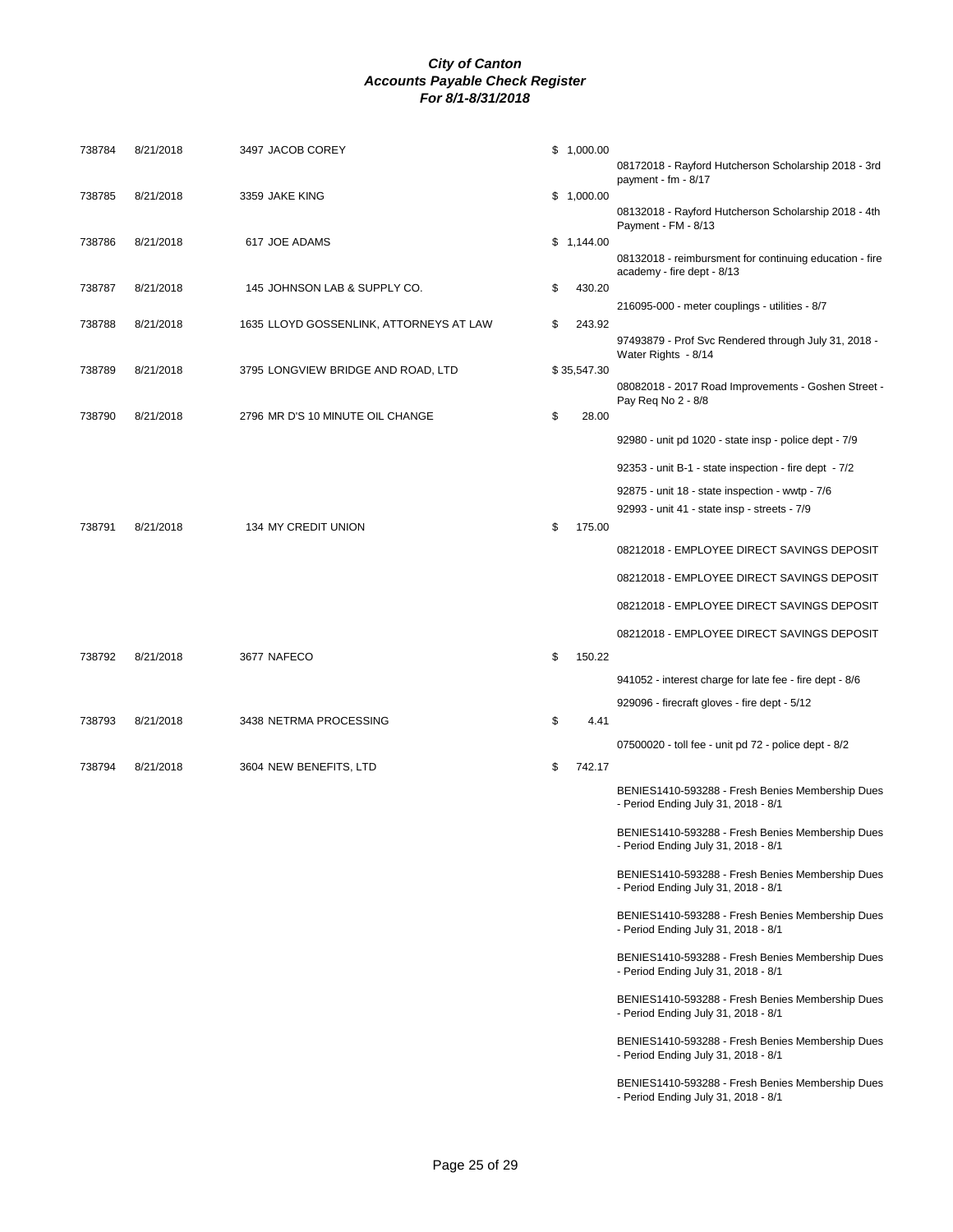**City of Canton**
**Accounts Payable Check Register**
**For 8/1-8/31/2018**

| Check | Date | Vendor | Amount | Description |
|---|---|---|---|---|
| 738784 | 8/21/2018 | 3497 JACOB COREY | $ 1,000.00 | |
| | | | | 08172018 - Rayford Hutcherson Scholarship 2018 - 3rd payment - fm - 8/17 |
| 738785 | 8/21/2018 | 3359 JAKE KING | $ 1,000.00 | |
| | | | | 08132018 - Rayford Hutcherson Scholarship 2018 - 4th Payment - FM - 8/13 |
| 738786 | 8/21/2018 | 617 JOE ADAMS | $ 1,144.00 | |
| | | | | 08132018 - reimbursment for continuing education - fire academy - fire dept - 8/13 |
| 738787 | 8/21/2018 | 145 JOHNSON LAB & SUPPLY CO. | $ 430.20 | |
| | | | | 216095-000 - meter couplings - utilities - 8/7 |
| 738788 | 8/21/2018 | 1635 LLOYD GOSSENLINK, ATTORNEYS AT LAW | $ 243.92 | |
| | | | | 97493879 - Prof Svc Rendered through July 31, 2018 - Water Rights - 8/14 |
| 738789 | 8/21/2018 | 3795 LONGVIEW BRIDGE AND ROAD, LTD | $ 35,547.30 | |
| | | | | 08082018 - 2017 Road Improvements - Goshen Street - Pay Req No 2 - 8/8 |
| 738790 | 8/21/2018 | 2796 MR D'S 10 MINUTE OIL CHANGE | $ 28.00 | |
| | | | | 92980 - unit pd 1020 - state insp - police dept - 7/9 |
| | | | | 92353 - unit B-1 - state inspection - fire dept - 7/2 |
| | | | | 92875 - unit 18 - state inspection - wwtp - 7/6 |
| | | | | 92993 - unit 41 - state insp - streets - 7/9 |
| 738791 | 8/21/2018 | 134 MY CREDIT UNION | $ 175.00 | |
| | | | | 08212018 - EMPLOYEE DIRECT SAVINGS DEPOSIT |
| | | | | 08212018 - EMPLOYEE DIRECT SAVINGS DEPOSIT |
| | | | | 08212018 - EMPLOYEE DIRECT SAVINGS DEPOSIT |
| | | | | 08212018 - EMPLOYEE DIRECT SAVINGS DEPOSIT |
| 738792 | 8/21/2018 | 3677 NAFECO | $ 150.22 | |
| | | | | 941052 - interest charge for late fee - fire dept - 8/6 |
| | | | | 929096 - firecraft gloves - fire dept - 5/12 |
| 738793 | 8/21/2018 | 3438 NETRMA PROCESSING | $ 4.41 | |
| | | | | 07500020 - toll fee - unit pd 72 - police dept - 8/2 |
| 738794 | 8/21/2018 | 3604 NEW BENEFITS, LTD | $ 742.17 | |
| | | | | BENIES1410-593288 - Fresh Benies Membership Dues - Period Ending July 31, 2018 - 8/1 |
| | | | | BENIES1410-593288 - Fresh Benies Membership Dues - Period Ending July 31, 2018 - 8/1 |
| | | | | BENIES1410-593288 - Fresh Benies Membership Dues - Period Ending July 31, 2018 - 8/1 |
| | | | | BENIES1410-593288 - Fresh Benies Membership Dues - Period Ending July 31, 2018 - 8/1 |
| | | | | BENIES1410-593288 - Fresh Benies Membership Dues - Period Ending July 31, 2018 - 8/1 |
| | | | | BENIES1410-593288 - Fresh Benies Membership Dues - Period Ending July 31, 2018 - 8/1 |
| | | | | BENIES1410-593288 - Fresh Benies Membership Dues - Period Ending July 31, 2018 - 8/1 |
| | | | | BENIES1410-593288 - Fresh Benies Membership Dues - Period Ending July 31, 2018 - 8/1 |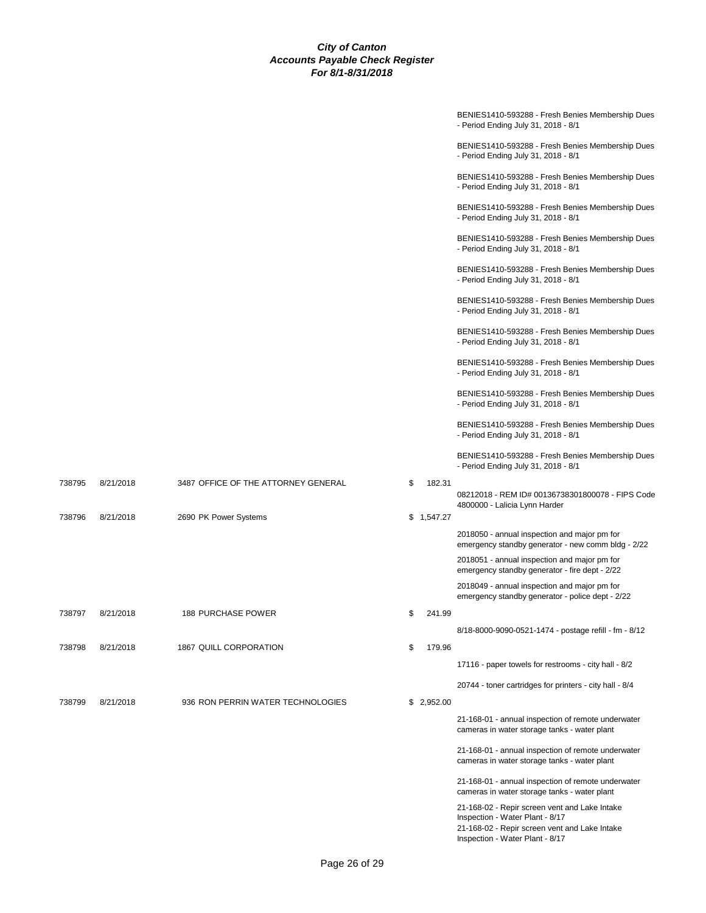# City of Canton
## Accounts Payable Check Register
### For 8/1-8/31/2018

| Check # | Date | Vendor | Amount | Description |
|---|---|---|---|---|
| | | | | BENIES1410-593288 - Fresh Benies Membership Dues - Period Ending July 31, 2018 - 8/1 |
| | | | | BENIES1410-593288 - Fresh Benies Membership Dues - Period Ending July 31, 2018 - 8/1 |
| | | | | BENIES1410-593288 - Fresh Benies Membership Dues - Period Ending July 31, 2018 - 8/1 |
| | | | | BENIES1410-593288 - Fresh Benies Membership Dues - Period Ending July 31, 2018 - 8/1 |
| | | | | BENIES1410-593288 - Fresh Benies Membership Dues - Period Ending July 31, 2018 - 8/1 |
| | | | | BENIES1410-593288 - Fresh Benies Membership Dues - Period Ending July 31, 2018 - 8/1 |
| | | | | BENIES1410-593288 - Fresh Benies Membership Dues - Period Ending July 31, 2018 - 8/1 |
| | | | | BENIES1410-593288 - Fresh Benies Membership Dues - Period Ending July 31, 2018 - 8/1 |
| | | | | BENIES1410-593288 - Fresh Benies Membership Dues - Period Ending July 31, 2018 - 8/1 |
| | | | | BENIES1410-593288 - Fresh Benies Membership Dues - Period Ending July 31, 2018 - 8/1 |
| | | | | BENIES1410-593288 - Fresh Benies Membership Dues - Period Ending July 31, 2018 - 8/1 |
| | | | | BENIES1410-593288 - Fresh Benies Membership Dues - Period Ending July 31, 2018 - 8/1 |
| 738795 | 8/21/2018 | 3487 OFFICE OF THE ATTORNEY GENERAL | $ 182.31 | |
| | | | | 08212018 - REM ID# 00136738301800078 - FIPS Code 4800000 - Lalicia Lynn Harder |
| 738796 | 8/21/2018 | 2690 PK Power Systems | $ 1,547.27 | |
| | | | | 2018050 - annual inspection and major pm for emergency standby generator - new comm bldg - 2/22 |
| | | | | 2018051 - annual inspection and major pm for emergency standby generator - fire dept - 2/22 |
| | | | | 2018049 - annual inspection and major pm for emergency standby generator - police dept - 2/22 |
| 738797 | 8/21/2018 | 188 PURCHASE POWER | $ 241.99 | |
| | | | | 8/18-8000-9090-0521-1474 - postage refill - fm - 8/12 |
| 738798 | 8/21/2018 | 1867 QUILL CORPORATION | $ 179.96 | |
| | | | | 17116 - paper towels for restrooms - city hall - 8/2 |
| | | | | 20744 - toner cartridges for printers - city hall - 8/4 |
| 738799 | 8/21/2018 | 936 RON PERRIN WATER TECHNOLOGIES | $ 2,952.00 | |
| | | | | 21-168-01 - annual inspection of remote underwater cameras in water storage tanks - water plant |
| | | | | 21-168-01 - annual inspection of remote underwater cameras in water storage tanks - water plant |
| | | | | 21-168-01 - annual inspection of remote underwater cameras in water storage tanks - water plant |
| | | | | 21-168-02 - Repir screen vent and Lake Intake Inspection - Water Plant - 8/17 |
| | | | | 21-168-02 - Repir screen vent and Lake Intake Inspection - Water Plant - 8/17 |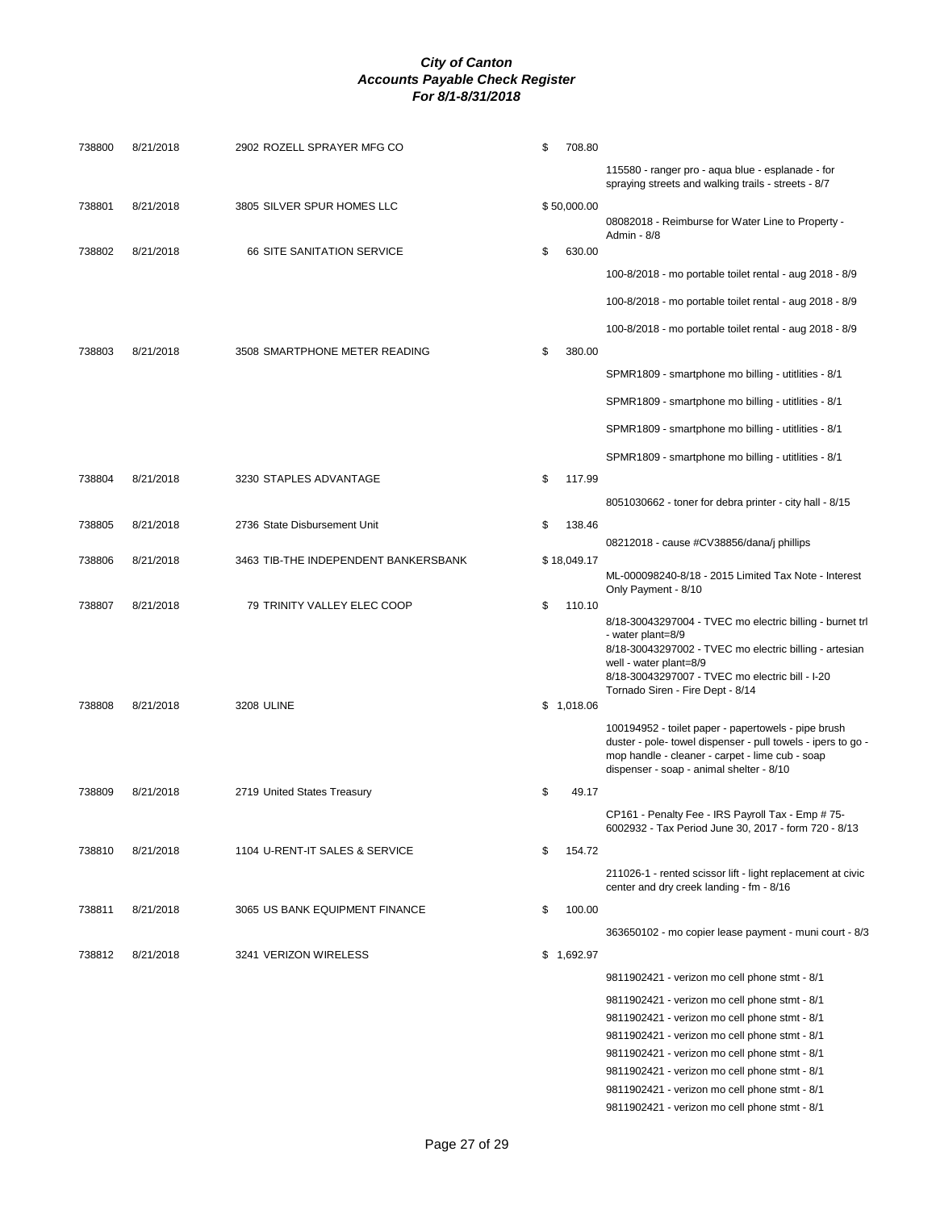# City of Canton
## Accounts Payable Check Register
### For 8/1-8/31/2018

| Check # | Date | Vendor | Amount | Description |
|---|---|---|---|---|
| 738800 | 8/21/2018 | 2902 ROZELL SPRAYER MFG CO | $ 708.80 | |
| | | | | 115580 - ranger pro - aqua blue - esplanade - for spraying streets and walking trails - streets - 8/7 |
| 738801 | 8/21/2018 | 3805 SILVER SPUR HOMES LLC | $ 50,000.00 | |
| | | | | 08082018 - Reimburse for Water Line to Property - Admin - 8/8 |
| 738802 | 8/21/2018 | 66 SITE SANITATION SERVICE | $ 630.00 | |
| | | | | 100-8/2018 - mo portable toilet rental - aug 2018 - 8/9 |
| | | | | 100-8/2018 - mo portable toilet rental - aug 2018 - 8/9 |
| | | | | 100-8/2018 - mo portable toilet rental - aug 2018 - 8/9 |
| 738803 | 8/21/2018 | 3508 SMARTPHONE METER READING | $ 380.00 | |
| | | | | SPMR1809 - smartphone mo billing - utitlities - 8/1 |
| | | | | SPMR1809 - smartphone mo billing - utitlities - 8/1 |
| | | | | SPMR1809 - smartphone mo billing - utitlities - 8/1 |
| | | | | SPMR1809 - smartphone mo billing - utitlities - 8/1 |
| 738804 | 8/21/2018 | 3230 STAPLES ADVANTAGE | $ 117.99 | |
| | | | | 8051030662 - toner for debra printer - city hall - 8/15 |
| 738805 | 8/21/2018 | 2736 State Disbursement Unit | $ 138.46 | |
| | | | | 08212018 - cause #CV38856/dana/j phillips |
| 738806 | 8/21/2018 | 3463 TIB-THE INDEPENDENT BANKERSBANK | $ 18,049.17 | |
| | | | | ML-000098240-8/18 - 2015 Limited Tax Note - Interest Only Payment - 8/10 |
| 738807 | 8/21/2018 | 79 TRINITY VALLEY ELEC COOP | $ 110.10 | |
| | | | | 8/18-30043297004 - TVEC mo electric billing - burnet trl - water plant=8/9 |
| | | | | 8/18-30043297002 - TVEC mo electric billing - artesian well - water plant=8/9 |
| | | | | 8/18-30043297007 - TVEC mo electric bill - I-20 Tornado Siren - Fire Dept - 8/14 |
| 738808 | 8/21/2018 | 3208 ULINE | $ 1,018.06 | |
| | | | | 100194952 - toilet paper - papertowels - pipe brush duster - pole- towel dispenser - pull towels - ipers to go - mop handle - cleaner - carpet - lime cub - soap dispenser - soap - animal shelter - 8/10 |
| 738809 | 8/21/2018 | 2719 United States Treasury | $ 49.17 | |
| | | | | CP161 - Penalty Fee - IRS Payroll Tax - Emp # 75-6002932 - Tax Period June 30, 2017 - form 720 - 8/13 |
| 738810 | 8/21/2018 | 1104 U-RENT-IT SALES & SERVICE | $ 154.72 | |
| | | | | 211026-1 - rented scissor lift - light replacement at civic center and dry creek landing - fm - 8/16 |
| 738811 | 8/21/2018 | 3065 US BANK EQUIPMENT FINANCE | $ 100.00 | |
| | | | | 363650102 - mo copier lease payment - muni court - 8/3 |
| 738812 | 8/21/2018 | 3241 VERIZON WIRELESS | $ 1,692.97 | |
| | | | | 9811902421 - verizon mo cell phone stmt - 8/1 |
| | | | | 9811902421 - verizon mo cell phone stmt - 8/1 |
| | | | | 9811902421 - verizon mo cell phone stmt - 8/1 |
| | | | | 9811902421 - verizon mo cell phone stmt - 8/1 |
| | | | | 9811902421 - verizon mo cell phone stmt - 8/1 |
| | | | | 9811902421 - verizon mo cell phone stmt - 8/1 |
| | | | | 9811902421 - verizon mo cell phone stmt - 8/1 |
| | | | | 9811902421 - verizon mo cell phone stmt - 8/1 |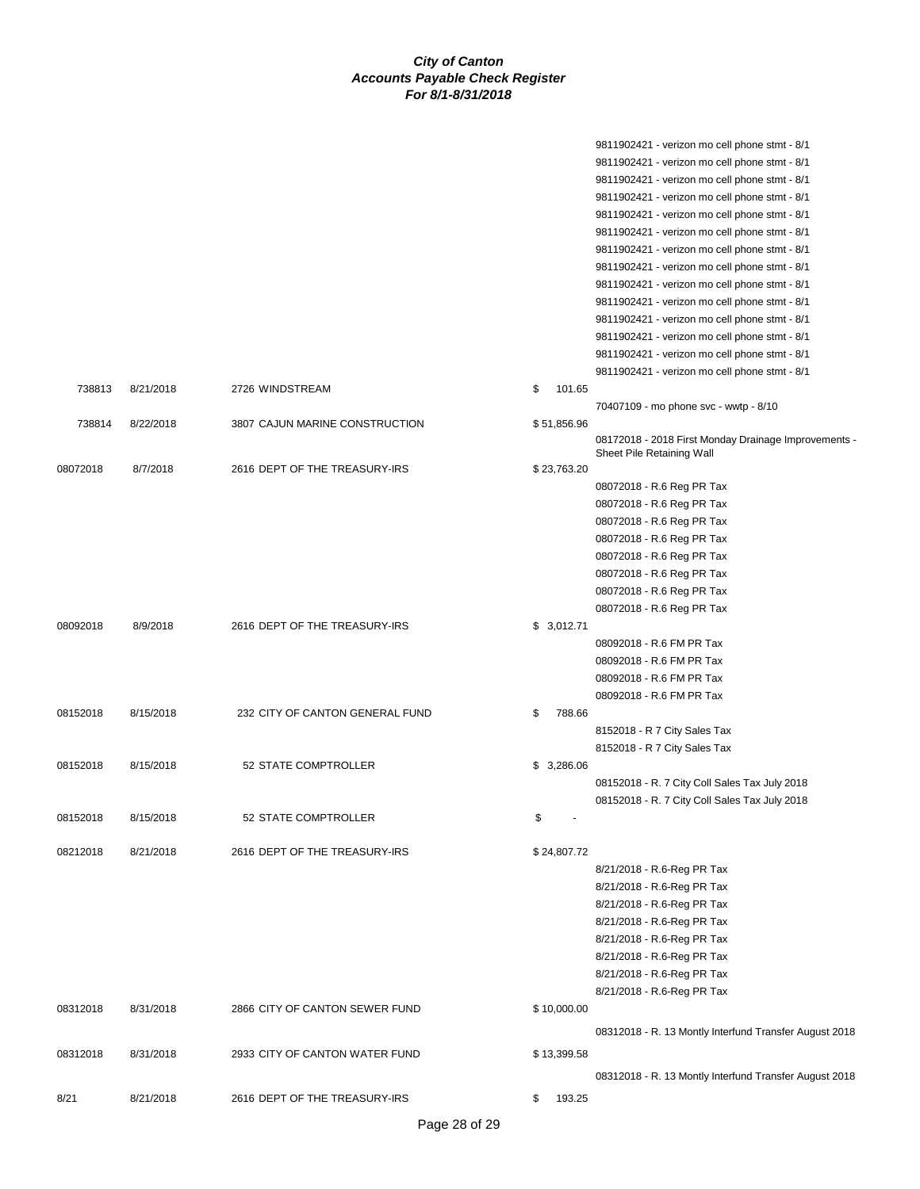***City of Canton***
***Accounts Payable Check Register***
***For 8/1-8/31/2018***

| Check # | Date | Vendor | Amount | Description |
|---|---|---|---|---|
| | | | | 9811902421 - verizon mo cell phone stmt - 8/1 |
| | | | | 9811902421 - verizon mo cell phone stmt - 8/1 |
| | | | | 9811902421 - verizon mo cell phone stmt - 8/1 |
| | | | | 9811902421 - verizon mo cell phone stmt - 8/1 |
| | | | | 9811902421 - verizon mo cell phone stmt - 8/1 |
| | | | | 9811902421 - verizon mo cell phone stmt - 8/1 |
| | | | | 9811902421 - verizon mo cell phone stmt - 8/1 |
| | | | | 9811902421 - verizon mo cell phone stmt - 8/1 |
| | | | | 9811902421 - verizon mo cell phone stmt - 8/1 |
| | | | | 9811902421 - verizon mo cell phone stmt - 8/1 |
| | | | | 9811902421 - verizon mo cell phone stmt - 8/1 |
| | | | | 9811902421 - verizon mo cell phone stmt - 8/1 |
| | | | | 9811902421 - verizon mo cell phone stmt - 8/1 |
| | | | | 9811902421 - verizon mo cell phone stmt - 8/1 |
| 738813 | 8/21/2018 | 2726 WINDSTREAM | $ 101.65 | |
| | | | | 70407109 - mo phone svc - wwtp - 8/10 |
| 738814 | 8/22/2018 | 3807 CAJUN MARINE CONSTRUCTION | $ 51,856.96 | |
| | | | | 08172018 - 2018 First Monday Drainage Improvements - Sheet Pile Retaining Wall |
| 08072018 | 8/7/2018 | 2616 DEPT OF THE TREASURY-IRS | $ 23,763.20 | |
| | | | | 08072018 - R.6 Reg PR Tax |
| | | | | 08072018 - R.6 Reg PR Tax |
| | | | | 08072018 - R.6 Reg PR Tax |
| | | | | 08072018 - R.6 Reg PR Tax |
| | | | | 08072018 - R.6 Reg PR Tax |
| | | | | 08072018 - R.6 Reg PR Tax |
| | | | | 08072018 - R.6 Reg PR Tax |
| | | | | 08072018 - R.6 Reg PR Tax |
| 08092018 | 8/9/2018 | 2616 DEPT OF THE TREASURY-IRS | $ 3,012.71 | |
| | | | | 08092018 - R.6 FM PR Tax |
| | | | | 08092018 - R.6 FM PR Tax |
| | | | | 08092018 - R.6 FM PR Tax |
| | | | | 08092018 - R.6 FM PR Tax |
| 08152018 | 8/15/2018 | 232 CITY OF CANTON GENERAL FUND | $ 788.66 | |
| | | | | 8152018 - R 7 City Sales Tax |
| | | | | 8152018 - R 7 City Sales Tax |
| 08152018 | 8/15/2018 | 52 STATE COMPTROLLER | $ 3,286.06 | |
| | | | | 08152018 - R. 7 City Coll Sales Tax July 2018 |
| | | | | 08152018 - R. 7 City Coll Sales Tax July 2018 |
| 08152018 | 8/15/2018 | 52 STATE COMPTROLLER | $ - | |
| 08212018 | 8/21/2018 | 2616 DEPT OF THE TREASURY-IRS | $ 24,807.72 | |
| | | | | 8/21/2018 - R.6-Reg PR Tax |
| | | | | 8/21/2018 - R.6-Reg PR Tax |
| | | | | 8/21/2018 - R.6-Reg PR Tax |
| | | | | 8/21/2018 - R.6-Reg PR Tax |
| | | | | 8/21/2018 - R.6-Reg PR Tax |
| | | | | 8/21/2018 - R.6-Reg PR Tax |
| | | | | 8/21/2018 - R.6-Reg PR Tax |
| | | | | 8/21/2018 - R.6-Reg PR Tax |
| 08312018 | 8/31/2018 | 2866 CITY OF CANTON SEWER FUND | $ 10,000.00 | |
| | | | | 08312018 - R. 13 Montly Interfund Transfer August 2018 |
| 08312018 | 8/31/2018 | 2933 CITY OF CANTON WATER FUND | $ 13,399.58 | |
| | | | | 08312018 - R. 13 Montly Interfund Transfer August 2018 |
| 8/21 | 8/21/2018 | 2616 DEPT OF THE TREASURY-IRS | $ 193.25 | |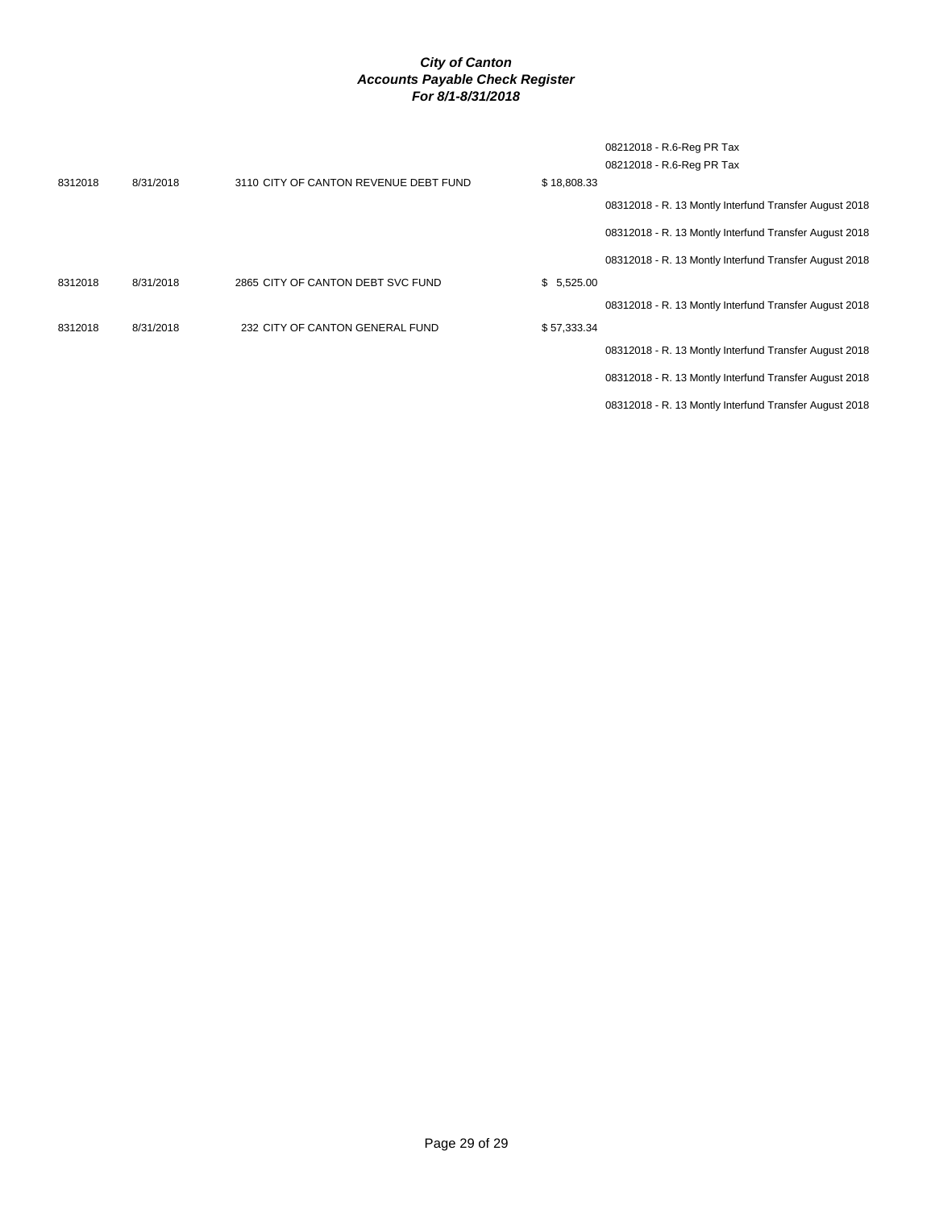**City of Canton**
**Accounts Payable Check Register**
**For 8/1-8/31/2018**

| | | | | |
|---|---|---|---|---|
| | | | | 08212018 - R.6-Reg PR Tax |
| | | | | 08212018 - R.6-Reg PR Tax |
| 8312018 | 8/31/2018 | 3110 CITY OF CANTON REVENUE DEBT FUND | $ 18,808.33 | |
| | | | | 08312018 - R. 13 Montly Interfund Transfer August 2018 |
| | | | | 08312018 - R. 13 Montly Interfund Transfer August 2018 |
| | | | | 08312018 - R. 13 Montly Interfund Transfer August 2018 |
| 8312018 | 8/31/2018 | 2865 CITY OF CANTON DEBT SVC FUND | $ 5,525.00 | |
| | | | | 08312018 - R. 13 Montly Interfund Transfer August 2018 |
| 8312018 | 8/31/2018 | 232 CITY OF CANTON GENERAL FUND | $ 57,333.34 | |
| | | | | 08312018 - R. 13 Montly Interfund Transfer August 2018 |
| | | | | 08312018 - R. 13 Montly Interfund Transfer August 2018 |
| | | | | 08312018 - R. 13 Montly Interfund Transfer August 2018 |